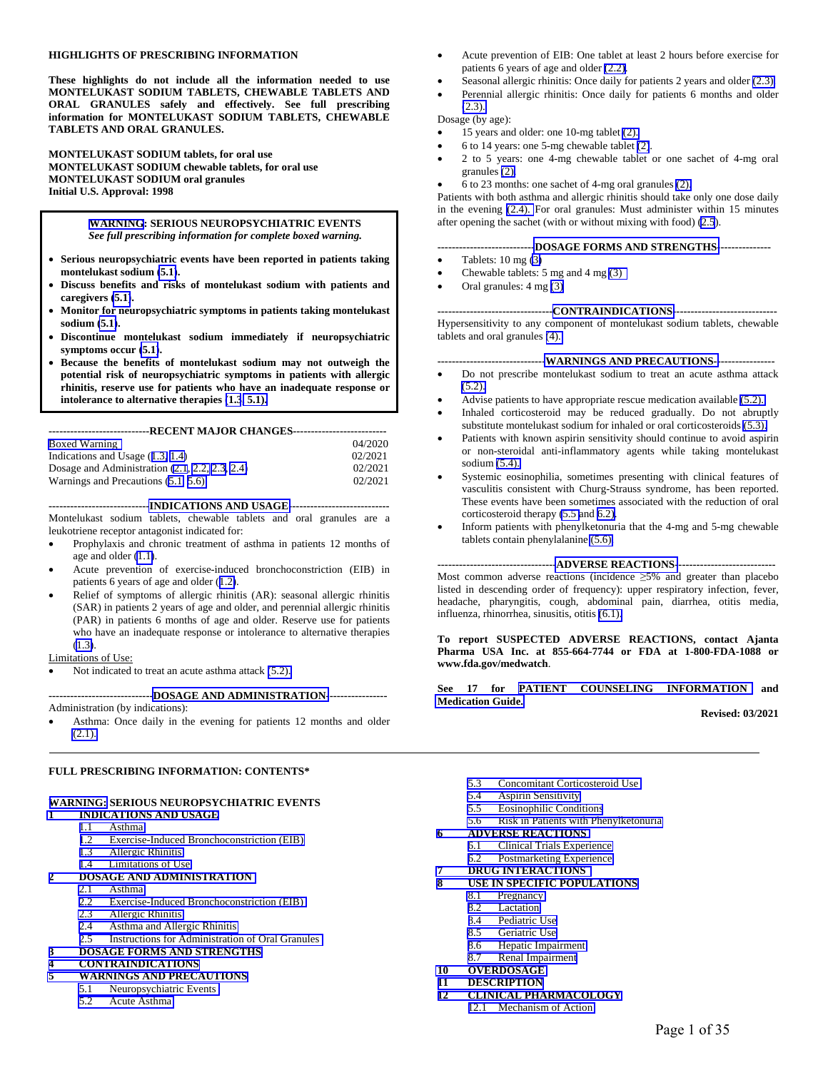**HIGHLIGHTS OF PRESCRIBING INFORMATION**

**These highlights do not include all the information needed to use MONTELUKAST SODIUM TABLETS, CHEWABLE TABLETS AND ORAL GRANULES safely and effectively. See full prescribing information for MONTELUKAST SODIUM TABLETS, CHEWABLE TABLETS AND ORAL GRANULES.**

**MONTELUKAST SODIUM tablets, for oral use**
**MONTELUKAST SODIUM chewable tablets, for oral use**
**MONTELUKAST SODIUM oral granules**
**Initial U.S. Approval: 1998**

> **WARNING: SERIOUS NEUROPSYCHIATRIC EVENTS**
> *See full prescribing information for complete boxed warning.*
>
> - **Serious neuropsychiatric events have been reported in patients taking montelukast sodium (5.1).**
> - **Discuss benefits and risks of montelukast sodium with patients and caregivers (5.1).**
> - **Monitor for neuropsychiatric symptoms in patients taking montelukast sodium (5.1).**
> - **Discontinue montelukast sodium immediately if neuropsychiatric symptoms occur (5.1).**
> - **Because the benefits of montelukast sodium may not outweigh the potential risk of neuropsychiatric symptoms in patients with allergic rhinitis, reserve use for patients who have an inadequate response or intolerance to alternative therapies (1.3, 5.1).**

**----------------------------RECENT MAJOR CHANGES--------------------------**

| | |
|---|---|
| Boxed Warning | 04/2020 |
| Indications and Usage (1.3, 1.4) | 02/2021 |
| Dosage and Administration (2.1, 2.2, 2.3, 2.4) | 02/2021 |
| Warnings and Precautions (5.1, 5.6) | 02/2021 |

**----------------------------INDICATIONS AND USAGE----------------------------**

Montelukast sodium tablets, chewable tablets and oral granules are a leukotriene receptor antagonist indicated for:

- Prophylaxis and chronic treatment of asthma in patients 12 months of age and older (1.1).
- Acute prevention of exercise-induced bronchoconstriction (EIB) in patients 6 years of age and older (1.2).
- Relief of symptoms of allergic rhinitis (AR): seasonal allergic rhinitis (SAR) in patients 2 years of age and older, and perennial allergic rhinitis (PAR) in patients 6 months of age and older. Reserve use for patients who have an inadequate response or intolerance to alternative therapies (1.3).

Limitations of Use:

- Not indicated to treat an acute asthma attack (5.2).

**----------------------------DOSAGE AND ADMINISTRATION----------------------------**

Administration (by indications):

- Asthma: Once daily in the evening for patients 12 months and older (2.1).
- Acute prevention of EIB: One tablet at least 2 hours before exercise for patients 6 years of age and older (2.2).
- Seasonal allergic rhinitis: Once daily for patients 2 years and older (2.3)
- Perennial allergic rhinitis: Once daily for patients 6 months and older (2.3).

Dosage (by age):

- 15 years and older: one 10-mg tablet (2).
- 6 to 14 years: one 5-mg chewable tablet (2).
- 2 to 5 years: one 4-mg chewable tablet or one sachet of 4-mg oral granules (2)
- 6 to 23 months: one sachet of 4-mg oral granules (2).

Patients with both asthma and allergic rhinitis should take only one dose daily in the evening (2.4). For oral granules: Must administer within 15 minutes after opening the sachet (with or without mixing with food) (2.5).

**----------------------------DOSAGE FORMS AND STRENGTHS----------------------------**

- Tablets: 10 mg (3)
- Chewable tablets: 5 mg and 4 mg (3)
- Oral granules: 4 mg (3)

**----------------------------CONTRAINDICATIONS----------------------------**

Hypersensitivity to any component of montelukast sodium tablets, chewable tablets and oral granules (4).

**----------------------------WARNINGS AND PRECAUTIONS----------------------------**

- Do not prescribe montelukast sodium to treat an acute asthma attack (5.2).
- Advise patients to have appropriate rescue medication available (5.2).
- Inhaled corticosteroid may be reduced gradually. Do not abruptly substitute montelukast sodium for inhaled or oral corticosteroids (5.3).
- Patients with known aspirin sensitivity should continue to avoid aspirin or non-steroidal anti-inflammatory agents while taking montelukast sodium (5.4).
- Systemic eosinophilia, sometimes presenting with clinical features of vasculitis consistent with Churg-Strauss syndrome, has been reported. These events have been sometimes associated with the reduction of oral corticosteroid therapy (5.5 and 6.2).
- Inform patients with phenylketonuria that the 4-mg and 5-mg chewable tablets contain phenylalanine (5.6)

**----------------------------ADVERSE REACTIONS----------------------------**

Most common adverse reactions (incidence ≥5% and greater than placebo listed in descending order of frequency): upper respiratory infection, fever, headache, pharyngitis, cough, abdominal pain, diarrhea, otitis media, influenza, rhinorrhea, sinusitis, otitis (6.1).

**To report SUSPECTED ADVERSE REACTIONS, contact Ajanta Pharma USA Inc. at 855-664-7744 or FDA at 1-800-FDA-1088 or www.fda.gov/medwatch**.

**See 17 for PATIENT COUNSELING INFORMATION and Medication Guide.**

**Revised: 03/2021**

---

**FULL PRESCRIBING INFORMATION: CONTENTS***

**WARNING: SERIOUS NEUROPSYCHIATRIC EVENTS**

**1 INDICATIONS AND USAGE**
- 1.1 Asthma
- 1.2 Exercise-Induced Bronchoconstriction (EIB)
- 1.3 Allergic Rhinitis
- 1.4 Limitations of Use

**2 DOSAGE AND ADMINISTRATION**
- 2.1 Asthma
- 2.2 Exercise-Induced Bronchoconstriction (EIB)
- 2.3 Allergic Rhinitis
- 2.4 Asthma and Allergic Rhinitis
- 2.5 Instructions for Administration of Oral Granules

**3 DOSAGE FORMS AND STRENGTHS**

**4 CONTRAINDICATIONS**

**5 WARNINGS AND PRECAUTIONS**
- 5.1 Neuropsychiatric Events
- 5.2 Acute Asthma
- 5.3 Concomitant Corticosteroid Use
- 5.4 Aspirin Sensitivity
- 5.5 Eosinophilic Conditions
- 5.6 Risk in Patients with Phenylketonuria

**6 ADVERSE REACTIONS**
- 6.1 Clinical Trials Experience
- 6.2 Postmarketing Experience

**7 DRUG INTERACTIONS**

**8 USE IN SPECIFIC POPULATIONS**
- 8.1 Pregnancy
- 8.2 Lactation
- 8.4 Pediatric Use
- 8.5 Geriatric Use
- 8.6 Hepatic Impairment
- 8.7 Renal Impairment

**10 OVERDOSAGE**

**11 DESCRIPTION**

**12 CLINICAL PHARMACOLOGY**
- 12.1 Mechanism of Action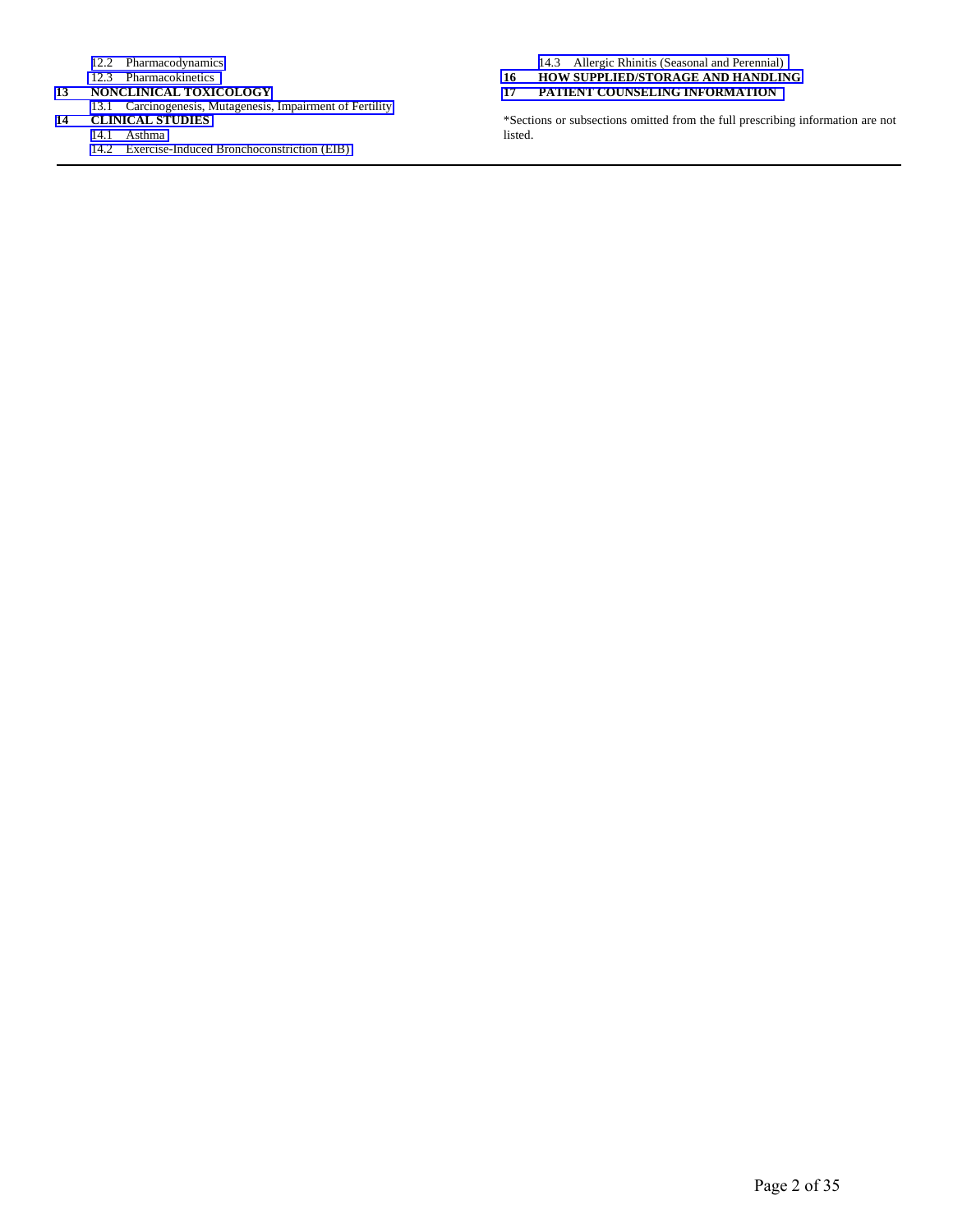12.2 Pharmacodynamics
12.3 Pharmacokinetics

**13 NONCLINICAL TOXICOLOGY**

13.1 Carcinogenesis, Mutagenesis, Impairment of Fertility

**14 CLINICAL STUDIES**

14.1 Asthma
14.2 Exercise-Induced Bronchoconstriction (EIB)
14.3 Allergic Rhinitis (Seasonal and Perennial)

**16 HOW SUPPLIED/STORAGE AND HANDLING**

**17 PATIENT COUNSELING INFORMATION**

*Sections or subsections omitted from the full prescribing information are not listed.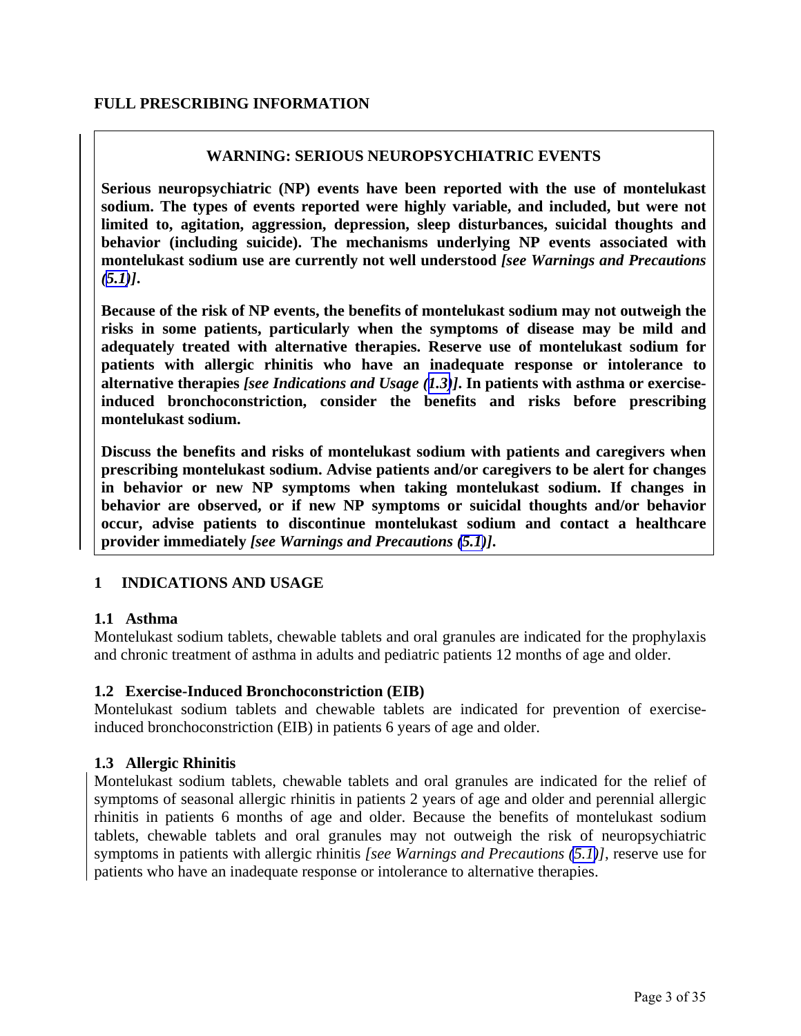## FULL PRESCRIBING INFORMATION

> **WARNING: SERIOUS NEUROPSYCHIATRIC EVENTS**
>
> **Serious neuropsychiatric (NP) events have been reported with the use of montelukast sodium. The types of events reported were highly variable, and included, but were not limited to, agitation, aggression, depression, sleep disturbances, suicidal thoughts and behavior (including suicide). The mechanisms underlying NP events associated with montelukast sodium use are currently not well understood *[see Warnings and Precautions (5.1)]*.**
>
> **Because of the risk of NP events, the benefits of montelukast sodium may not outweigh the risks in some patients, particularly when the symptoms of disease may be mild and adequately treated with alternative therapies. Reserve use of montelukast sodium for patients with allergic rhinitis who have an inadequate response or intolerance to alternative therapies *[see Indications and Usage (1.3)]*. In patients with asthma or exercise-induced bronchoconstriction, consider the benefits and risks before prescribing montelukast sodium.**
>
> **Discuss the benefits and risks of montelukast sodium with patients and caregivers when prescribing montelukast sodium. Advise patients and/or caregivers to be alert for changes in behavior or new NP symptoms when taking montelukast sodium. If changes in behavior are observed, or if new NP symptoms or suicidal thoughts and/or behavior occur, advise patients to discontinue montelukast sodium and contact a healthcare provider immediately *[see Warnings and Precautions (5.1)]*.**

## 1 INDICATIONS AND USAGE

### 1.1 Asthma

Montelukast sodium tablets, chewable tablets and oral granules are indicated for the prophylaxis and chronic treatment of asthma in adults and pediatric patients 12 months of age and older.

### 1.2 Exercise-Induced Bronchoconstriction (EIB)

Montelukast sodium tablets and chewable tablets are indicated for prevention of exercise-induced bronchoconstriction (EIB) in patients 6 years of age and older.

### 1.3 Allergic Rhinitis

Montelukast sodium tablets, chewable tablets and oral granules are indicated for the relief of symptoms of seasonal allergic rhinitis in patients 2 years of age and older and perennial allergic rhinitis in patients 6 months of age and older. Because the benefits of montelukast sodium tablets, chewable tablets and oral granules may not outweigh the risk of neuropsychiatric symptoms in patients with allergic rhinitis *[see Warnings and Precautions (5.1)]*, reserve use for patients who have an inadequate response or intolerance to alternative therapies.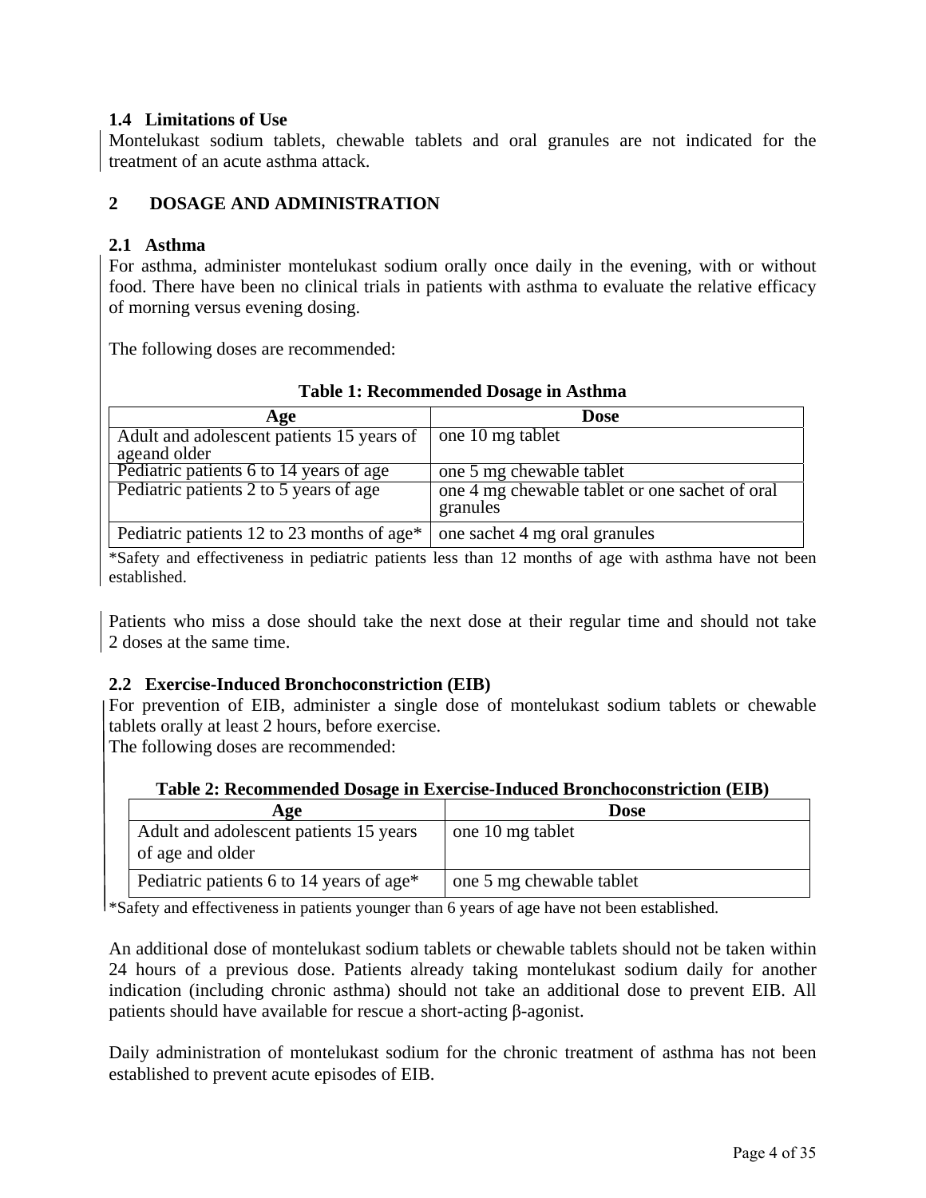### 1.4 Limitations of Use

Montelukast sodium tablets, chewable tablets and oral granules are not indicated for the treatment of an acute asthma attack.

## 2 DOSAGE AND ADMINISTRATION

### 2.1 Asthma

For asthma, administer montelukast sodium orally once daily in the evening, with or without food. There have been no clinical trials in patients with asthma to evaluate the relative efficacy of morning versus evening dosing.

The following doses are recommended:

**Table 1: Recommended Dosage in Asthma**

| Age | Dose |
|---|---|
| Adult and adolescent patients 15 years of ageand older | one 10 mg tablet |
| Pediatric patients 6 to 14 years of age | one 5 mg chewable tablet |
| Pediatric patients 2 to 5 years of age | one 4 mg chewable tablet or one sachet of oral granules |
| Pediatric patients 12 to 23 months of age* | one sachet 4 mg oral granules |

*Safety and effectiveness in pediatric patients less than 12 months of age with asthma have not been established.

Patients who miss a dose should take the next dose at their regular time and should not take 2 doses at the same time.

### 2.2 Exercise-Induced Bronchoconstriction (EIB)

For prevention of EIB, administer a single dose of montelukast sodium tablets or chewable tablets orally at least 2 hours, before exercise.
The following doses are recommended:

**Table 2: Recommended Dosage in Exercise-Induced Bronchoconstriction (EIB)**

| Age | Dose |
|---|---|
| Adult and adolescent patients 15 years of age and older | one 10 mg tablet |
| Pediatric patients 6 to 14 years of age* | one 5 mg chewable tablet |

*Safety and effectiveness in patients younger than 6 years of age have not been established.

An additional dose of montelukast sodium tablets or chewable tablets should not be taken within 24 hours of a previous dose. Patients already taking montelukast sodium daily for another indication (including chronic asthma) should not take an additional dose to prevent EIB. All patients should have available for rescue a short-acting β-agonist.

Daily administration of montelukast sodium for the chronic treatment of asthma has not been established to prevent acute episodes of EIB.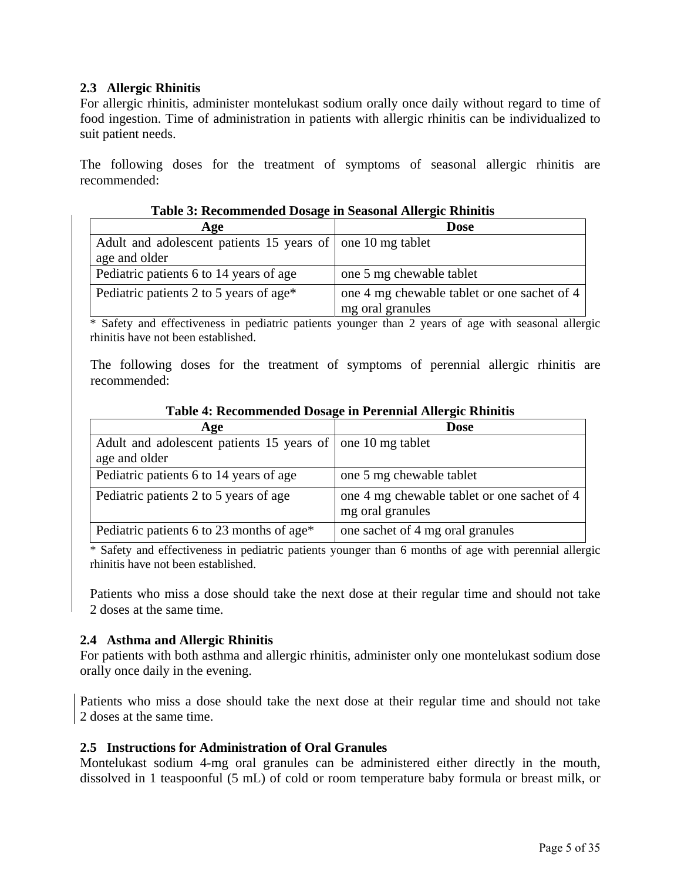### 2.3 Allergic Rhinitis

For allergic rhinitis, administer montelukast sodium orally once daily without regard to time of food ingestion. Time of administration in patients with allergic rhinitis can be individualized to suit patient needs.

The following doses for the treatment of symptoms of seasonal allergic rhinitis are recommended:

**Table 3: Recommended Dosage in Seasonal Allergic Rhinitis**

| Age | Dose |
|---|---|
| Adult and adolescent patients 15 years of age and older | one 10 mg tablet |
| Pediatric patients 6 to 14 years of age | one 5 mg chewable tablet |
| Pediatric patients 2 to 5 years of age* | one 4 mg chewable tablet or one sachet of 4 mg oral granules |

\* Safety and effectiveness in pediatric patients younger than 2 years of age with seasonal allergic rhinitis have not been established.

The following doses for the treatment of symptoms of perennial allergic rhinitis are recommended:

**Table 4: Recommended Dosage in Perennial Allergic Rhinitis**

| Age | Dose |
|---|---|
| Adult and adolescent patients 15 years of age and older | one 10 mg tablet |
| Pediatric patients 6 to 14 years of age | one 5 mg chewable tablet |
| Pediatric patients 2 to 5 years of age | one 4 mg chewable tablet or one sachet of 4 mg oral granules |
| Pediatric patients 6 to 23 months of age* | one sachet of 4 mg oral granules |

\* Safety and effectiveness in pediatric patients younger than 6 months of age with perennial allergic rhinitis have not been established.

Patients who miss a dose should take the next dose at their regular time and should not take 2 doses at the same time.

### 2.4 Asthma and Allergic Rhinitis

For patients with both asthma and allergic rhinitis, administer only one montelukast sodium dose orally once daily in the evening.

Patients who miss a dose should take the next dose at their regular time and should not take 2 doses at the same time.

### 2.5 Instructions for Administration of Oral Granules

Montelukast sodium 4-mg oral granules can be administered either directly in the mouth, dissolved in 1 teaspoonful (5 mL) of cold or room temperature baby formula or breast milk, or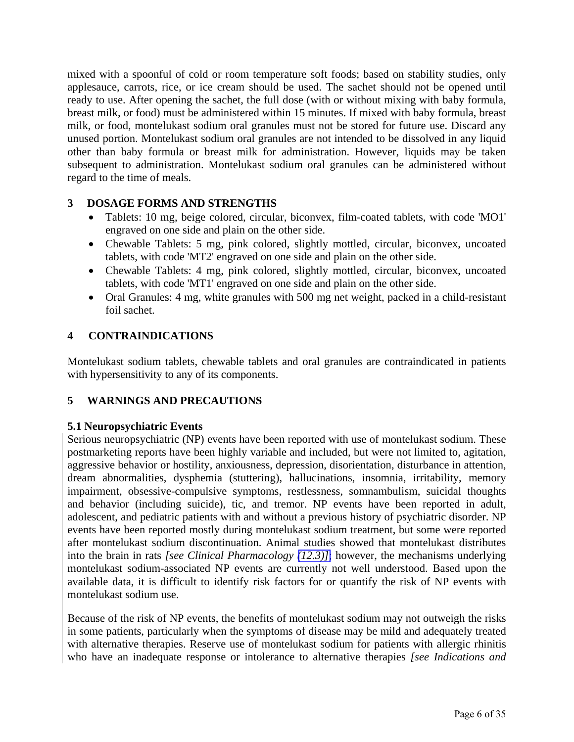mixed with a spoonful of cold or room temperature soft foods; based on stability studies, only applesauce, carrots, rice, or ice cream should be used. The sachet should not be opened until ready to use. After opening the sachet, the full dose (with or without mixing with baby formula, breast milk, or food) must be administered within 15 minutes. If mixed with baby formula, breast milk, or food, montelukast sodium oral granules must not be stored for future use. Discard any unused portion. Montelukast sodium oral granules are not intended to be dissolved in any liquid other than baby formula or breast milk for administration. However, liquids may be taken subsequent to administration. Montelukast sodium oral granules can be administered without regard to the time of meals.

## 3 DOSAGE FORMS AND STRENGTHS

- Tablets: 10 mg, beige colored, circular, biconvex, film-coated tablets, with code 'MO1' engraved on one side and plain on the other side.
- Chewable Tablets: 5 mg, pink colored, slightly mottled, circular, biconvex, uncoated tablets, with code 'MT2' engraved on one side and plain on the other side.
- Chewable Tablets: 4 mg, pink colored, slightly mottled, circular, biconvex, uncoated tablets, with code 'MT1' engraved on one side and plain on the other side.
- Oral Granules: 4 mg, white granules with 500 mg net weight, packed in a child-resistant foil sachet.

## 4 CONTRAINDICATIONS

Montelukast sodium tablets, chewable tablets and oral granules are contraindicated in patients with hypersensitivity to any of its components.

## 5 WARNINGS AND PRECAUTIONS

### 5.1 Neuropsychiatric Events

Serious neuropsychiatric (NP) events have been reported with use of montelukast sodium. These postmarketing reports have been highly variable and included, but were not limited to, agitation, aggressive behavior or hostility, anxiousness, depression, disorientation, disturbance in attention, dream abnormalities, dysphemia (stuttering), hallucinations, insomnia, irritability, memory impairment, obsessive-compulsive symptoms, restlessness, somnambulism, suicidal thoughts and behavior (including suicide), tic, and tremor. NP events have been reported in adult, adolescent, and pediatric patients with and without a previous history of psychiatric disorder. NP events have been reported mostly during montelukast sodium treatment, but some were reported after montelukast sodium discontinuation. Animal studies showed that montelukast distributes into the brain in rats *[see Clinical Pharmacology (12.3)]*; however, the mechanisms underlying montelukast sodium-associated NP events are currently not well understood. Based upon the available data, it is difficult to identify risk factors for or quantify the risk of NP events with montelukast sodium use.

Because of the risk of NP events, the benefits of montelukast sodium may not outweigh the risks in some patients, particularly when the symptoms of disease may be mild and adequately treated with alternative therapies. Reserve use of montelukast sodium for patients with allergic rhinitis who have an inadequate response or intolerance to alternative therapies *[see Indications and*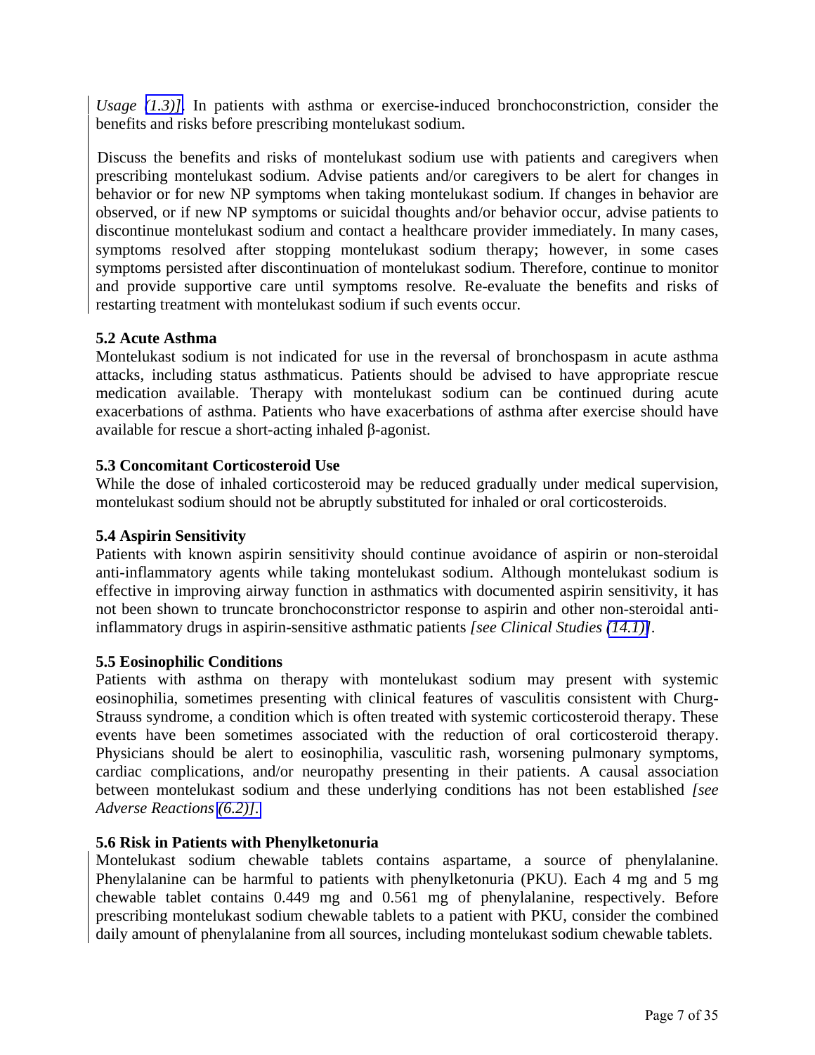*Usage (1.3)]*. In patients with asthma or exercise-induced bronchoconstriction, consider the benefits and risks before prescribing montelukast sodium.

Discuss the benefits and risks of montelukast sodium use with patients and caregivers when prescribing montelukast sodium. Advise patients and/or caregivers to be alert for changes in behavior or for new NP symptoms when taking montelukast sodium. If changes in behavior are observed, or if new NP symptoms or suicidal thoughts and/or behavior occur, advise patients to discontinue montelukast sodium and contact a healthcare provider immediately. In many cases, symptoms resolved after stopping montelukast sodium therapy; however, in some cases symptoms persisted after discontinuation of montelukast sodium. Therefore, continue to monitor and provide supportive care until symptoms resolve. Re-evaluate the benefits and risks of restarting treatment with montelukast sodium if such events occur.

### 5.2 Acute Asthma

Montelukast sodium is not indicated for use in the reversal of bronchospasm in acute asthma attacks, including status asthmaticus. Patients should be advised to have appropriate rescue medication available. Therapy with montelukast sodium can be continued during acute exacerbations of asthma. Patients who have exacerbations of asthma after exercise should have available for rescue a short-acting inhaled β-agonist.

### 5.3 Concomitant Corticosteroid Use

While the dose of inhaled corticosteroid may be reduced gradually under medical supervision, montelukast sodium should not be abruptly substituted for inhaled or oral corticosteroids.

### 5.4 Aspirin Sensitivity

Patients with known aspirin sensitivity should continue avoidance of aspirin or non-steroidal anti-inflammatory agents while taking montelukast sodium. Although montelukast sodium is effective in improving airway function in asthmatics with documented aspirin sensitivity, it has not been shown to truncate bronchoconstrictor response to aspirin and other non-steroidal anti-inflammatory drugs in aspirin-sensitive asthmatic patients *[see Clinical Studies (14.1)]*.

### 5.5 Eosinophilic Conditions

Patients with asthma on therapy with montelukast sodium may present with systemic eosinophilia, sometimes presenting with clinical features of vasculitis consistent with Churg-Strauss syndrome, a condition which is often treated with systemic corticosteroid therapy. These events have been sometimes associated with the reduction of oral corticosteroid therapy. Physicians should be alert to eosinophilia, vasculitic rash, worsening pulmonary symptoms, cardiac complications, and/or neuropathy presenting in their patients. A causal association between montelukast sodium and these underlying conditions has not been established *[see Adverse Reactions (6.2)]*.

### 5.6 Risk in Patients with Phenylketonuria

Montelukast sodium chewable tablets contains aspartame, a source of phenylalanine. Phenylalanine can be harmful to patients with phenylketonuria (PKU). Each 4 mg and 5 mg chewable tablet contains 0.449 mg and 0.561 mg of phenylalanine, respectively. Before prescribing montelukast sodium chewable tablets to a patient with PKU, consider the combined daily amount of phenylalanine from all sources, including montelukast sodium chewable tablets.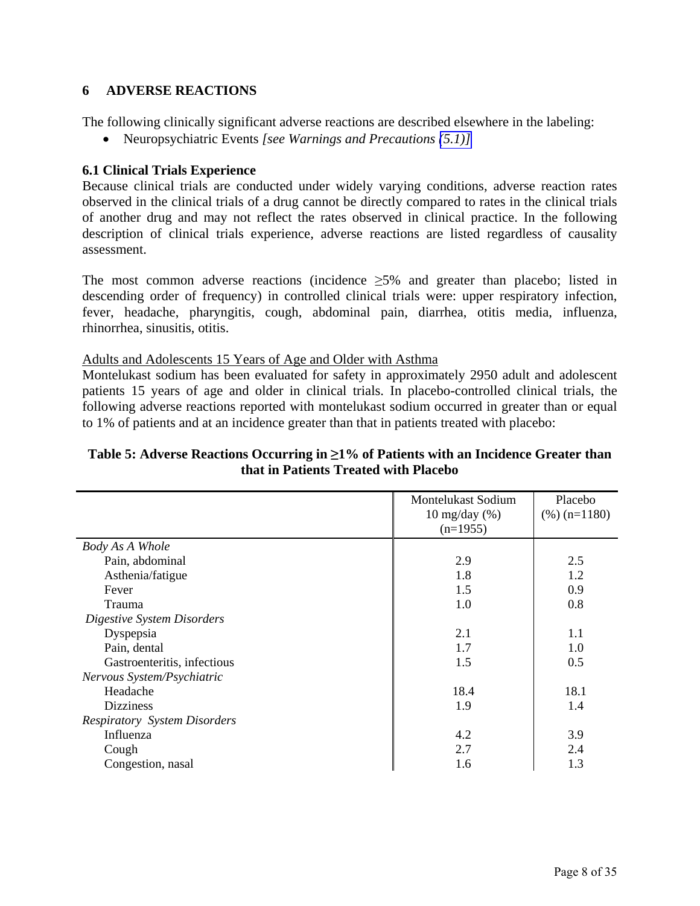## 6 ADVERSE REACTIONS

The following clinically significant adverse reactions are described elsewhere in the labeling:

- Neuropsychiatric Events *[see Warnings and Precautions (5.1)]*

### 6.1 Clinical Trials Experience

Because clinical trials are conducted under widely varying conditions, adverse reaction rates observed in the clinical trials of a drug cannot be directly compared to rates in the clinical trials of another drug and may not reflect the rates observed in clinical practice. In the following description of clinical trials experience, adverse reactions are listed regardless of causality assessment.

The most common adverse reactions (incidence ≥5% and greater than placebo; listed in descending order of frequency) in controlled clinical trials were: upper respiratory infection, fever, headache, pharyngitis, cough, abdominal pain, diarrhea, otitis media, influenza, rhinorrhea, sinusitis, otitis.

Adults and Adolescents 15 Years of Age and Older with Asthma

Montelukast sodium has been evaluated for safety in approximately 2950 adult and adolescent patients 15 years of age and older in clinical trials. In placebo-controlled clinical trials, the following adverse reactions reported with montelukast sodium occurred in greater than or equal to 1% of patients and at an incidence greater than that in patients treated with placebo:

**Table 5: Adverse Reactions Occurring in ≥1% of Patients with an Incidence Greater than that in Patients Treated with Placebo**

| | Montelukast Sodium 10 mg/day (%) (n=1955) | Placebo (%) (n=1180) |
|---|---|---|
| *Body As A Whole* | | |
| Pain, abdominal | 2.9 | 2.5 |
| Asthenia/fatigue | 1.8 | 1.2 |
| Fever | 1.5 | 0.9 |
| Trauma | 1.0 | 0.8 |
| *Digestive System Disorders* | | |
| Dyspepsia | 2.1 | 1.1 |
| Pain, dental | 1.7 | 1.0 |
| Gastroenteritis, infectious | 1.5 | 0.5 |
| *Nervous System/Psychiatric* | | |
| Headache | 18.4 | 18.1 |
| Dizziness | 1.9 | 1.4 |
| *Respiratory System Disorders* | | |
| Influenza | 4.2 | 3.9 |
| Cough | 2.7 | 2.4 |
| Congestion, nasal | 1.6 | 1.3 |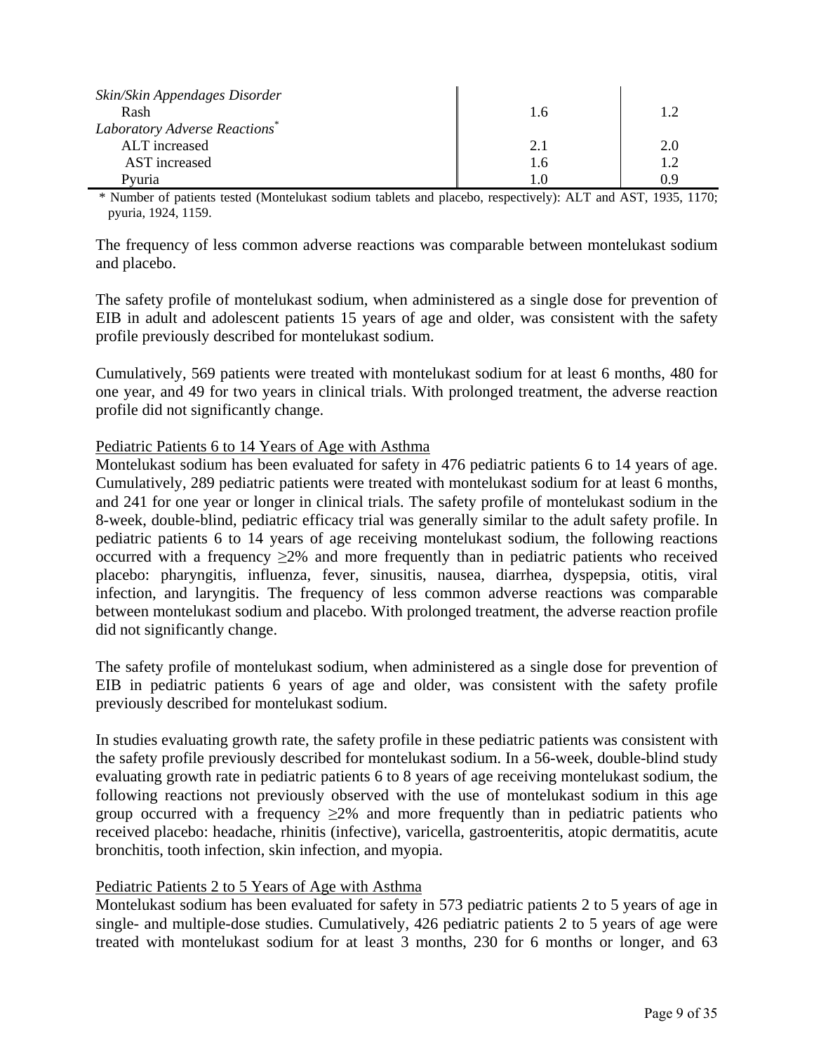| | | |
|---|---|---|
| *Skin/Skin Appendages Disorder* | | |
| Rash | 1.6 | 1.2 |
| *Laboratory Adverse Reactions*\* | | |
| ALT increased | 2.1 | 2.0 |
| AST increased | 1.6 | 1.2 |
| Pyuria | 1.0 | 0.9 |

\* Number of patients tested (Montelukast sodium tablets and placebo, respectively): ALT and AST, 1935, 1170; pyuria, 1924, 1159.

The frequency of less common adverse reactions was comparable between montelukast sodium and placebo.

The safety profile of montelukast sodium, when administered as a single dose for prevention of EIB in adult and adolescent patients 15 years of age and older, was consistent with the safety profile previously described for montelukast sodium.

Cumulatively, 569 patients were treated with montelukast sodium for at least 6 months, 480 for one year, and 49 for two years in clinical trials. With prolonged treatment, the adverse reaction profile did not significantly change.

Pediatric Patients 6 to 14 Years of Age with Asthma

Montelukast sodium has been evaluated for safety in 476 pediatric patients 6 to 14 years of age. Cumulatively, 289 pediatric patients were treated with montelukast sodium for at least 6 months, and 241 for one year or longer in clinical trials. The safety profile of montelukast sodium in the 8-week, double-blind, pediatric efficacy trial was generally similar to the adult safety profile. In pediatric patients 6 to 14 years of age receiving montelukast sodium, the following reactions occurred with a frequency ≥2% and more frequently than in pediatric patients who received placebo: pharyngitis, influenza, fever, sinusitis, nausea, diarrhea, dyspepsia, otitis, viral infection, and laryngitis. The frequency of less common adverse reactions was comparable between montelukast sodium and placebo. With prolonged treatment, the adverse reaction profile did not significantly change.

The safety profile of montelukast sodium, when administered as a single dose for prevention of EIB in pediatric patients 6 years of age and older, was consistent with the safety profile previously described for montelukast sodium.

In studies evaluating growth rate, the safety profile in these pediatric patients was consistent with the safety profile previously described for montelukast sodium. In a 56-week, double-blind study evaluating growth rate in pediatric patients 6 to 8 years of age receiving montelukast sodium, the following reactions not previously observed with the use of montelukast sodium in this age group occurred with a frequency ≥2% and more frequently than in pediatric patients who received placebo: headache, rhinitis (infective), varicella, gastroenteritis, atopic dermatitis, acute bronchitis, tooth infection, skin infection, and myopia.

Pediatric Patients 2 to 5 Years of Age with Asthma

Montelukast sodium has been evaluated for safety in 573 pediatric patients 2 to 5 years of age in single- and multiple-dose studies. Cumulatively, 426 pediatric patients 2 to 5 years of age were treated with montelukast sodium for at least 3 months, 230 for 6 months or longer, and 63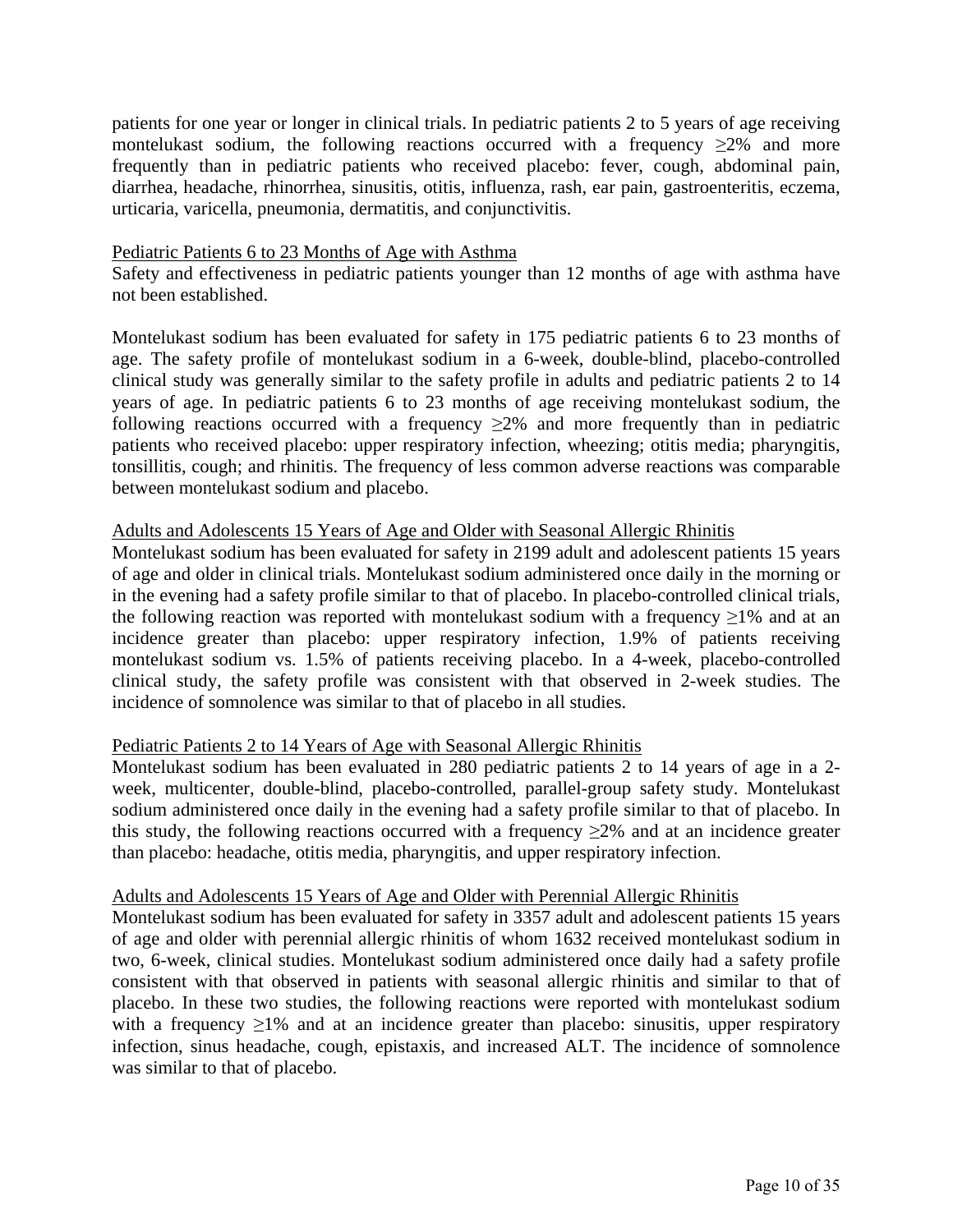patients for one year or longer in clinical trials. In pediatric patients 2 to 5 years of age receiving montelukast sodium, the following reactions occurred with a frequency ≥2% and more frequently than in pediatric patients who received placebo: fever, cough, abdominal pain, diarrhea, headache, rhinorrhea, sinusitis, otitis, influenza, rash, ear pain, gastroenteritis, eczema, urticaria, varicella, pneumonia, dermatitis, and conjunctivitis.

Pediatric Patients 6 to 23 Months of Age with Asthma

Safety and effectiveness in pediatric patients younger than 12 months of age with asthma have not been established.

Montelukast sodium has been evaluated for safety in 175 pediatric patients 6 to 23 months of age. The safety profile of montelukast sodium in a 6-week, double-blind, placebo-controlled clinical study was generally similar to the safety profile in adults and pediatric patients 2 to 14 years of age. In pediatric patients 6 to 23 months of age receiving montelukast sodium, the following reactions occurred with a frequency ≥2% and more frequently than in pediatric patients who received placebo: upper respiratory infection, wheezing; otitis media; pharyngitis, tonsillitis, cough; and rhinitis. The frequency of less common adverse reactions was comparable between montelukast sodium and placebo.

Adults and Adolescents 15 Years of Age and Older with Seasonal Allergic Rhinitis

Montelukast sodium has been evaluated for safety in 2199 adult and adolescent patients 15 years of age and older in clinical trials. Montelukast sodium administered once daily in the morning or in the evening had a safety profile similar to that of placebo. In placebo-controlled clinical trials, the following reaction was reported with montelukast sodium with a frequency ≥1% and at an incidence greater than placebo: upper respiratory infection, 1.9% of patients receiving montelukast sodium vs. 1.5% of patients receiving placebo. In a 4-week, placebo-controlled clinical study, the safety profile was consistent with that observed in 2-week studies. The incidence of somnolence was similar to that of placebo in all studies.

Pediatric Patients 2 to 14 Years of Age with Seasonal Allergic Rhinitis

Montelukast sodium has been evaluated in 280 pediatric patients 2 to 14 years of age in a 2-week, multicenter, double-blind, placebo-controlled, parallel-group safety study. Montelukast sodium administered once daily in the evening had a safety profile similar to that of placebo. In this study, the following reactions occurred with a frequency ≥2% and at an incidence greater than placebo: headache, otitis media, pharyngitis, and upper respiratory infection.

Adults and Adolescents 15 Years of Age and Older with Perennial Allergic Rhinitis

Montelukast sodium has been evaluated for safety in 3357 adult and adolescent patients 15 years of age and older with perennial allergic rhinitis of whom 1632 received montelukast sodium in two, 6-week, clinical studies. Montelukast sodium administered once daily had a safety profile consistent with that observed in patients with seasonal allergic rhinitis and similar to that of placebo. In these two studies, the following reactions were reported with montelukast sodium with a frequency ≥1% and at an incidence greater than placebo: sinusitis, upper respiratory infection, sinus headache, cough, epistaxis, and increased ALT. The incidence of somnolence was similar to that of placebo.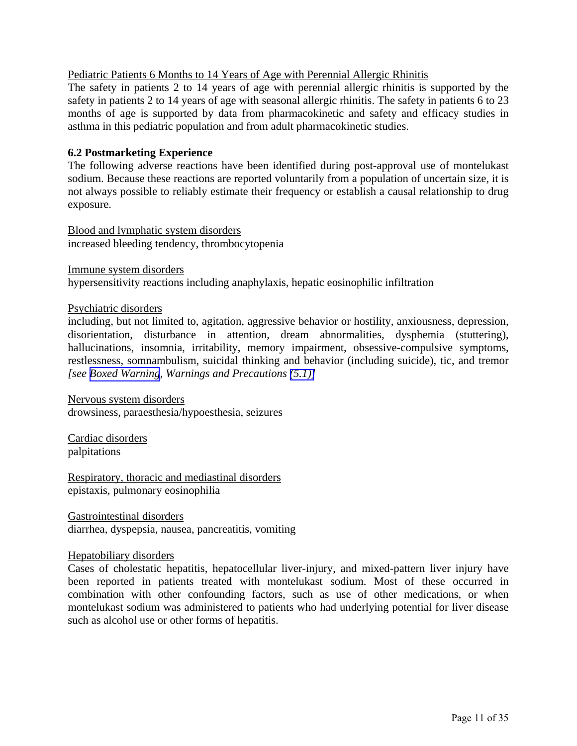Pediatric Patients 6 Months to 14 Years of Age with Perennial Allergic Rhinitis

The safety in patients 2 to 14 years of age with perennial allergic rhinitis is supported by the safety in patients 2 to 14 years of age with seasonal allergic rhinitis. The safety in patients 6 to 23 months of age is supported by data from pharmacokinetic and safety and efficacy studies in asthma in this pediatric population and from adult pharmacokinetic studies.

### 6.2 Postmarketing Experience

The following adverse reactions have been identified during post-approval use of montelukast sodium. Because these reactions are reported voluntarily from a population of uncertain size, it is not always possible to reliably estimate their frequency or establish a causal relationship to drug exposure.

Blood and lymphatic system disorders

increased bleeding tendency, thrombocytopenia

Immune system disorders

hypersensitivity reactions including anaphylaxis, hepatic eosinophilic infiltration

Psychiatric disorders

including, but not limited to, agitation, aggressive behavior or hostility, anxiousness, depression, disorientation, disturbance in attention, dream abnormalities, dysphemia (stuttering), hallucinations, insomnia, irritability, memory impairment, obsessive-compulsive symptoms, restlessness, somnambulism, suicidal thinking and behavior (including suicide), tic, and tremor *[see Boxed Warning, Warnings and Precautions (5.1)]*

Nervous system disorders

drowsiness, paraesthesia/hypoesthesia, seizures

Cardiac disorders

palpitations

Respiratory, thoracic and mediastinal disorders

epistaxis, pulmonary eosinophilia

Gastrointestinal disorders

diarrhea, dyspepsia, nausea, pancreatitis, vomiting

Hepatobiliary disorders

Cases of cholestatic hepatitis, hepatocellular liver-injury, and mixed-pattern liver injury have been reported in patients treated with montelukast sodium. Most of these occurred in combination with other confounding factors, such as use of other medications, or when montelukast sodium was administered to patients who had underlying potential for liver disease such as alcohol use or other forms of hepatitis.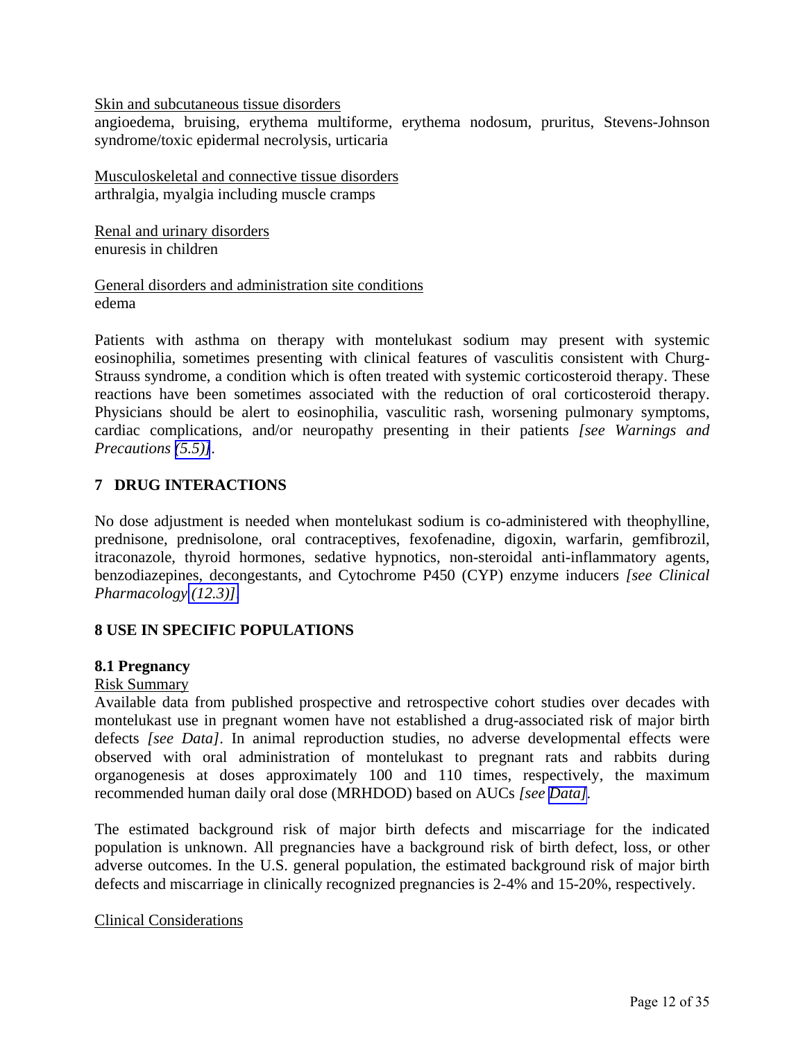Skin and subcutaneous tissue disorders
angioedema, bruising, erythema multiforme, erythema nodosum, pruritus, Stevens-Johnson syndrome/toxic epidermal necrolysis, urticaria

Musculoskeletal and connective tissue disorders
arthralgia, myalgia including muscle cramps

Renal and urinary disorders
enuresis in children

General disorders and administration site conditions
edema

Patients with asthma on therapy with montelukast sodium may present with systemic eosinophilia, sometimes presenting with clinical features of vasculitis consistent with Churg-Strauss syndrome, a condition which is often treated with systemic corticosteroid therapy. These reactions have been sometimes associated with the reduction of oral corticosteroid therapy. Physicians should be alert to eosinophilia, vasculitic rash, worsening pulmonary symptoms, cardiac complications, and/or neuropathy presenting in their patients *[see Warnings and Precautions (5.5)]*.

## 7 DRUG INTERACTIONS

No dose adjustment is needed when montelukast sodium is co-administered with theophylline, prednisone, prednisolone, oral contraceptives, fexofenadine, digoxin, warfarin, gemfibrozil, itraconazole, thyroid hormones, sedative hypnotics, non-steroidal anti-inflammatory agents, benzodiazepines, decongestants, and Cytochrome P450 (CYP) enzyme inducers *[see Clinical Pharmacology (12.3)]*.

## 8 USE IN SPECIFIC POPULATIONS

### 8.1 Pregnancy

Risk Summary
Available data from published prospective and retrospective cohort studies over decades with montelukast use in pregnant women have not established a drug-associated risk of major birth defects *[see Data]*. In animal reproduction studies, no adverse developmental effects were observed with oral administration of montelukast to pregnant rats and rabbits during organogenesis at doses approximately 100 and 110 times, respectively, the maximum recommended human daily oral dose (MRHDOD) based on AUCs *[see Data]*.

The estimated background risk of major birth defects and miscarriage for the indicated population is unknown. All pregnancies have a background risk of birth defect, loss, or other adverse outcomes. In the U.S. general population, the estimated background risk of major birth defects and miscarriage in clinically recognized pregnancies is 2-4% and 15-20%, respectively.

Clinical Considerations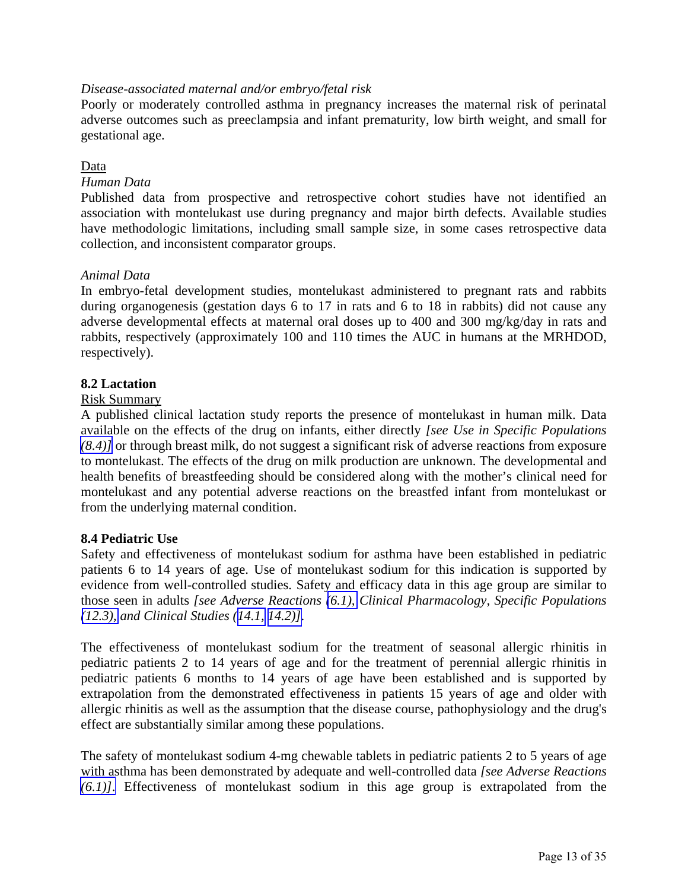*Disease-associated maternal and/or embryo/fetal risk*

Poorly or moderately controlled asthma in pregnancy increases the maternal risk of perinatal adverse outcomes such as preeclampsia and infant prematurity, low birth weight, and small for gestational age.

Data

*Human Data*

Published data from prospective and retrospective cohort studies have not identified an association with montelukast use during pregnancy and major birth defects. Available studies have methodologic limitations, including small sample size, in some cases retrospective data collection, and inconsistent comparator groups.

*Animal Data*

In embryo-fetal development studies, montelukast administered to pregnant rats and rabbits during organogenesis (gestation days 6 to 17 in rats and 6 to 18 in rabbits) did not cause any adverse developmental effects at maternal oral doses up to 400 and 300 mg/kg/day in rats and rabbits, respectively (approximately 100 and 110 times the AUC in humans at the MRHDOD, respectively).

### 8.2 Lactation

Risk Summary

A published clinical lactation study reports the presence of montelukast in human milk. Data available on the effects of the drug on infants, either directly *[see Use in Specific Populations (8.4)]* or through breast milk, do not suggest a significant risk of adverse reactions from exposure to montelukast. The effects of the drug on milk production are unknown. The developmental and health benefits of breastfeeding should be considered along with the mother's clinical need for montelukast and any potential adverse reactions on the breastfed infant from montelukast or from the underlying maternal condition.

### 8.4 Pediatric Use

Safety and effectiveness of montelukast sodium for asthma have been established in pediatric patients 6 to 14 years of age. Use of montelukast sodium for this indication is supported by evidence from well-controlled studies. Safety and efficacy data in this age group are similar to those seen in adults *[see Adverse Reactions (6.1), Clinical Pharmacology, Specific Populations (12.3), and Clinical Studies (14.1, 14.2)]*.

The effectiveness of montelukast sodium for the treatment of seasonal allergic rhinitis in pediatric patients 2 to 14 years of age and for the treatment of perennial allergic rhinitis in pediatric patients 6 months to 14 years of age have been established and is supported by extrapolation from the demonstrated effectiveness in patients 15 years of age and older with allergic rhinitis as well as the assumption that the disease course, pathophysiology and the drug's effect are substantially similar among these populations.

The safety of montelukast sodium 4-mg chewable tablets in pediatric patients 2 to 5 years of age with asthma has been demonstrated by adequate and well-controlled data *[see Adverse Reactions (6.1)]*. Effectiveness of montelukast sodium in this age group is extrapolated from the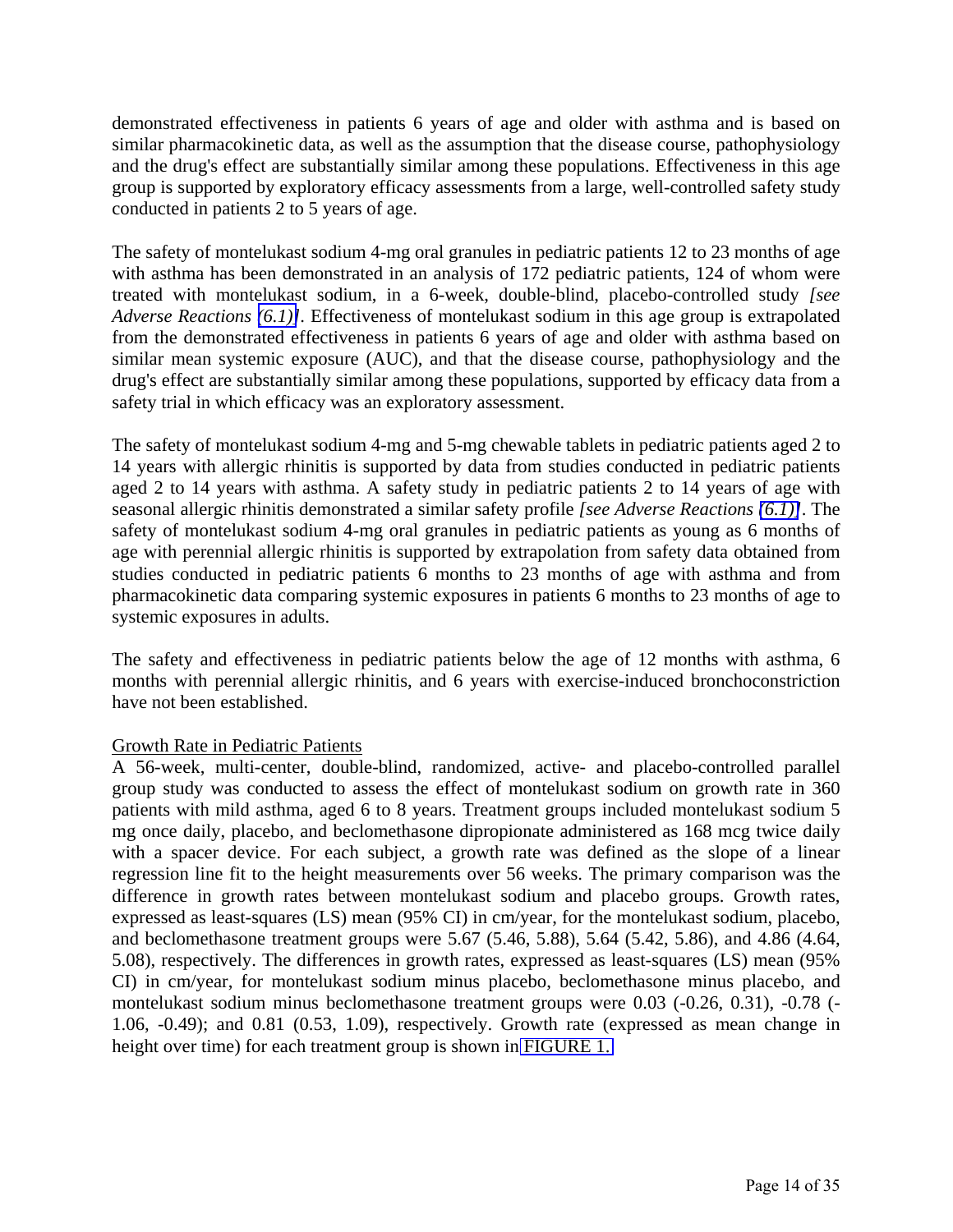demonstrated effectiveness in patients 6 years of age and older with asthma and is based on similar pharmacokinetic data, as well as the assumption that the disease course, pathophysiology and the drug's effect are substantially similar among these populations. Effectiveness in this age group is supported by exploratory efficacy assessments from a large, well-controlled safety study conducted in patients 2 to 5 years of age.

The safety of montelukast sodium 4-mg oral granules in pediatric patients 12 to 23 months of age with asthma has been demonstrated in an analysis of 172 pediatric patients, 124 of whom were treated with montelukast sodium, in a 6-week, double-blind, placebo-controlled study *[see Adverse Reactions (6.1)]*. Effectiveness of montelukast sodium in this age group is extrapolated from the demonstrated effectiveness in patients 6 years of age and older with asthma based on similar mean systemic exposure (AUC), and that the disease course, pathophysiology and the drug's effect are substantially similar among these populations, supported by efficacy data from a safety trial in which efficacy was an exploratory assessment.

The safety of montelukast sodium 4-mg and 5-mg chewable tablets in pediatric patients aged 2 to 14 years with allergic rhinitis is supported by data from studies conducted in pediatric patients aged 2 to 14 years with asthma. A safety study in pediatric patients 2 to 14 years of age with seasonal allergic rhinitis demonstrated a similar safety profile *[see Adverse Reactions (6.1)]*. The safety of montelukast sodium 4-mg oral granules in pediatric patients as young as 6 months of age with perennial allergic rhinitis is supported by extrapolation from safety data obtained from studies conducted in pediatric patients 6 months to 23 months of age with asthma and from pharmacokinetic data comparing systemic exposures in patients 6 months to 23 months of age to systemic exposures in adults.

The safety and effectiveness in pediatric patients below the age of 12 months with asthma, 6 months with perennial allergic rhinitis, and 6 years with exercise-induced bronchoconstriction have not been established.

Growth Rate in Pediatric Patients

A 56-week, multi-center, double-blind, randomized, active- and placebo-controlled parallel group study was conducted to assess the effect of montelukast sodium on growth rate in 360 patients with mild asthma, aged 6 to 8 years. Treatment groups included montelukast sodium 5 mg once daily, placebo, and beclomethasone dipropionate administered as 168 mcg twice daily with a spacer device. For each subject, a growth rate was defined as the slope of a linear regression line fit to the height measurements over 56 weeks. The primary comparison was the difference in growth rates between montelukast sodium and placebo groups. Growth rates, expressed as least-squares (LS) mean (95% CI) in cm/year, for the montelukast sodium, placebo, and beclomethasone treatment groups were 5.67 (5.46, 5.88), 5.64 (5.42, 5.86), and 4.86 (4.64, 5.08), respectively. The differences in growth rates, expressed as least-squares (LS) mean (95% CI) in cm/year, for montelukast sodium minus placebo, beclomethasone minus placebo, and montelukast sodium minus beclomethasone treatment groups were 0.03 (-0.26, 0.31), -0.78 (-1.06, -0.49); and 0.81 (0.53, 1.09), respectively. Growth rate (expressed as mean change in height over time) for each treatment group is shown in FIGURE 1.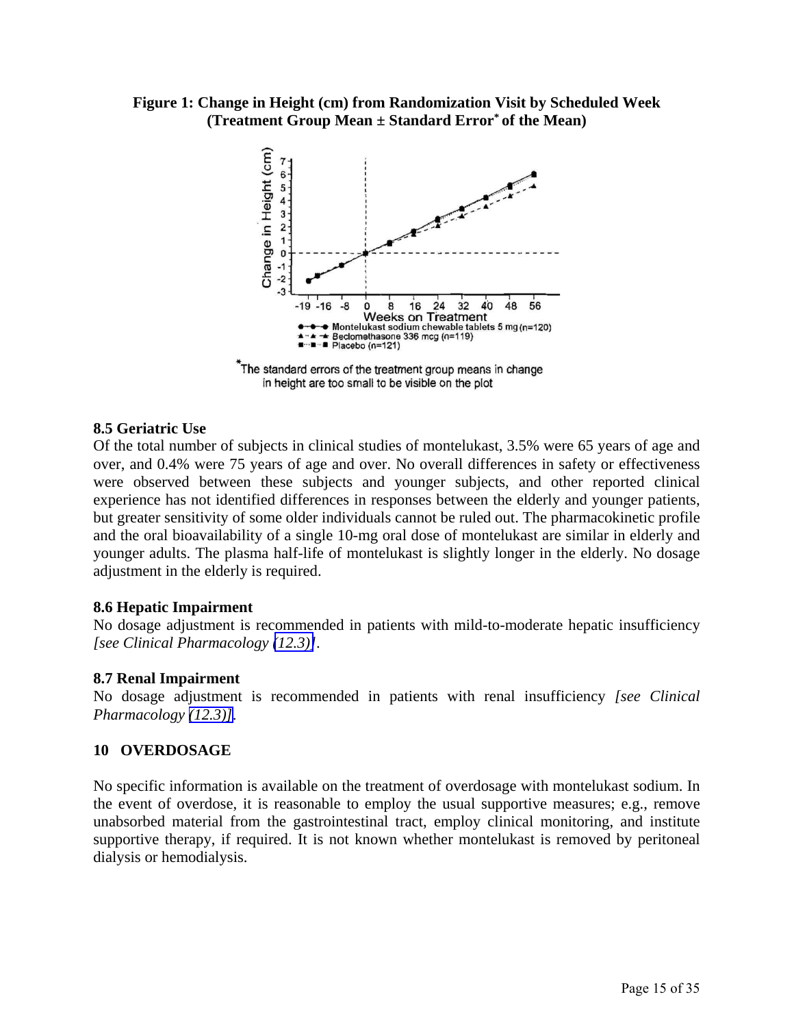**Figure 1: Change in Height (cm) from Randomization Visit by Scheduled Week (Treatment Group Mean ± Standard Error* of the Mean)**

*The standard errors of the treatment group means in change in height are too small to be visible on the plot

### 8.5 Geriatric Use

Of the total number of subjects in clinical studies of montelukast, 3.5% were 65 years of age and over, and 0.4% were 75 years of age and over. No overall differences in safety or effectiveness were observed between these subjects and younger subjects, and other reported clinical experience has not identified differences in responses between the elderly and younger patients, but greater sensitivity of some older individuals cannot be ruled out. The pharmacokinetic profile and the oral bioavailability of a single 10-mg oral dose of montelukast are similar in elderly and younger adults. The plasma half-life of montelukast is slightly longer in the elderly. No dosage adjustment in the elderly is required.

### 8.6 Hepatic Impairment

No dosage adjustment is recommended in patients with mild-to-moderate hepatic insufficiency *[see Clinical Pharmacology (12.3)]*.

### 8.7 Renal Impairment

No dosage adjustment is recommended in patients with renal insufficiency *[see Clinical Pharmacology (12.3)]*.

## 10 OVERDOSAGE

No specific information is available on the treatment of overdosage with montelukast sodium. In the event of overdose, it is reasonable to employ the usual supportive measures; e.g., remove unabsorbed material from the gastrointestinal tract, employ clinical monitoring, and institute supportive therapy, if required. It is not known whether montelukast is removed by peritoneal dialysis or hemodialysis.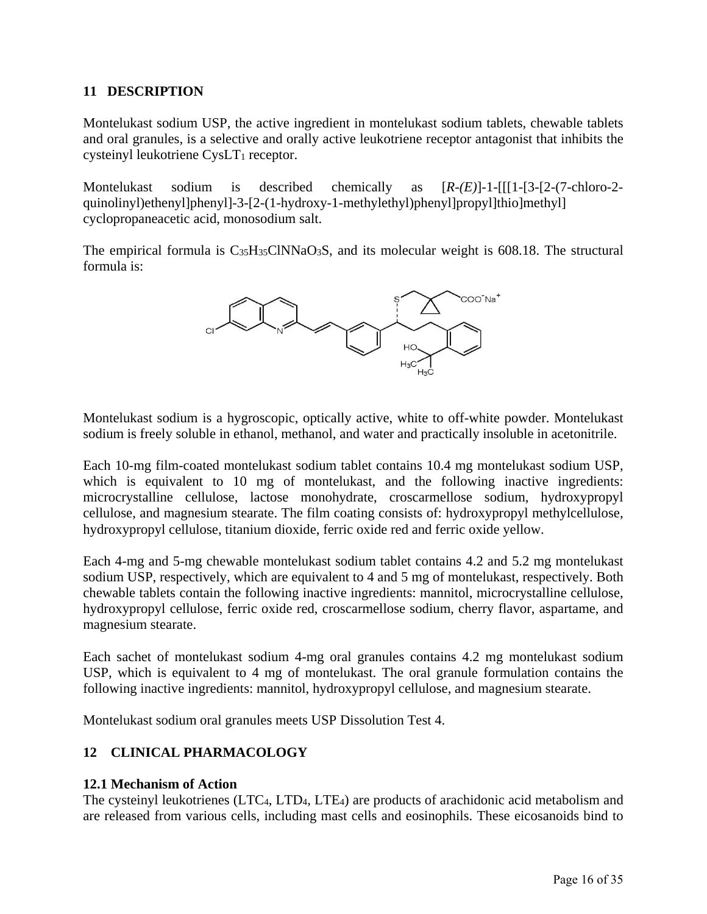## 11 DESCRIPTION

Montelukast sodium USP, the active ingredient in montelukast sodium tablets, chewable tablets and oral granules, is a selective and orally active leukotriene receptor antagonist that inhibits the cysteinyl leukotriene $CysLT_1$ receptor.

Montelukast sodium is described chemically as [*R-(E)*]-1-[[[1-[3-[2-(7-chloro-2-quinolinyl)ethenyl]phenyl]-3-[2-(1-hydroxy-1-methylethyl)phenyl]propyl]thio]methyl] cyclopropaneacetic acid, monosodium salt.

The empirical formula is $C_{35}H_{35}ClNNaO_3S$, and its molecular weight is 608.18. The structural formula is:

Montelukast sodium is a hygroscopic, optically active, white to off-white powder. Montelukast sodium is freely soluble in ethanol, methanol, and water and practically insoluble in acetonitrile.

Each 10-mg film-coated montelukast sodium tablet contains 10.4 mg montelukast sodium USP, which is equivalent to 10 mg of montelukast, and the following inactive ingredients: microcrystalline cellulose, lactose monohydrate, croscarmellose sodium, hydroxypropyl cellulose, and magnesium stearate. The film coating consists of: hydroxypropyl methylcellulose, hydroxypropyl cellulose, titanium dioxide, ferric oxide red and ferric oxide yellow.

Each 4-mg and 5-mg chewable montelukast sodium tablet contains 4.2 and 5.2 mg montelukast sodium USP, respectively, which are equivalent to 4 and 5 mg of montelukast, respectively. Both chewable tablets contain the following inactive ingredients: mannitol, microcrystalline cellulose, hydroxypropyl cellulose, ferric oxide red, croscarmellose sodium, cherry flavor, aspartame, and magnesium stearate.

Each sachet of montelukast sodium 4-mg oral granules contains 4.2 mg montelukast sodium USP, which is equivalent to 4 mg of montelukast. The oral granule formulation contains the following inactive ingredients: mannitol, hydroxypropyl cellulose, and magnesium stearate.

Montelukast sodium oral granules meets USP Dissolution Test 4.

## 12 CLINICAL PHARMACOLOGY

### 12.1 Mechanism of Action

The cysteinyl leukotrienes ($LTC_4$, $LTD_4$, $LTE_4$) are products of arachidonic acid metabolism and are released from various cells, including mast cells and eosinophils. These eicosanoids bind to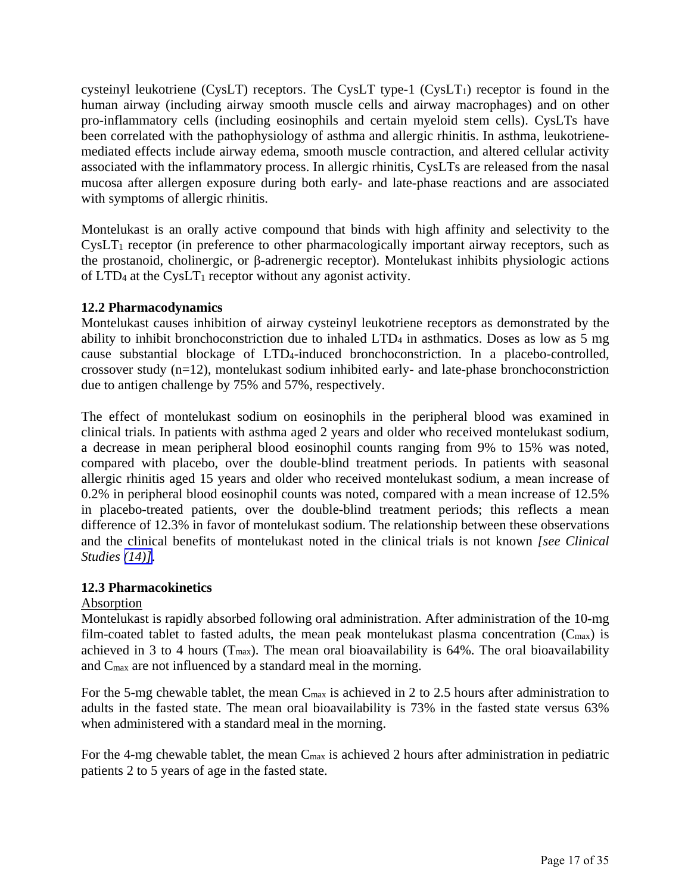cysteinyl leukotriene (CysLT) receptors. The CysLT type-1 ($CysLT_1$) receptor is found in the human airway (including airway smooth muscle cells and airway macrophages) and on other pro-inflammatory cells (including eosinophils and certain myeloid stem cells). CysLTs have been correlated with the pathophysiology of asthma and allergic rhinitis. In asthma, leukotriene-mediated effects include airway edema, smooth muscle contraction, and altered cellular activity associated with the inflammatory process. In allergic rhinitis, CysLTs are released from the nasal mucosa after allergen exposure during both early- and late-phase reactions and are associated with symptoms of allergic rhinitis.

Montelukast is an orally active compound that binds with high affinity and selectivity to the $CysLT_1$ receptor (in preference to other pharmacologically important airway receptors, such as the prostanoid, cholinergic, or β-adrenergic receptor). Montelukast inhibits physiologic actions of $LTD_4$ at the $CysLT_1$ receptor without any agonist activity.

**12.2 Pharmacodynamics**

Montelukast causes inhibition of airway cysteinyl leukotriene receptors as demonstrated by the ability to inhibit bronchoconstriction due to inhaled $LTD_4$ in asthmatics. Doses as low as 5 mg cause substantial blockage of $LTD_4$-induced bronchoconstriction. In a placebo-controlled, crossover study (n=12), montelukast sodium inhibited early- and late-phase bronchoconstriction due to antigen challenge by 75% and 57%, respectively.

The effect of montelukast sodium on eosinophils in the peripheral blood was examined in clinical trials. In patients with asthma aged 2 years and older who received montelukast sodium, a decrease in mean peripheral blood eosinophil counts ranging from 9% to 15% was noted, compared with placebo, over the double-blind treatment periods. In patients with seasonal allergic rhinitis aged 15 years and older who received montelukast sodium, a mean increase of 0.2% in peripheral blood eosinophil counts was noted, compared with a mean increase of 12.5% in placebo-treated patients, over the double-blind treatment periods; this reflects a mean difference of 12.3% in favor of montelukast sodium. The relationship between these observations and the clinical benefits of montelukast noted in the clinical trials is not known *[see Clinical Studies (14)]*.

**12.3 Pharmacokinetics**

Absorption

Montelukast is rapidly absorbed following oral administration. After administration of the 10-mg film-coated tablet to fasted adults, the mean peak montelukast plasma concentration ($C_{max}$) is achieved in 3 to 4 hours ($T_{max}$). The mean oral bioavailability is 64%. The oral bioavailability and $C_{max}$ are not influenced by a standard meal in the morning.

For the 5-mg chewable tablet, the mean $C_{max}$ is achieved in 2 to 2.5 hours after administration to adults in the fasted state. The mean oral bioavailability is 73% in the fasted state versus 63% when administered with a standard meal in the morning.

For the 4-mg chewable tablet, the mean $C_{max}$ is achieved 2 hours after administration in pediatric patients 2 to 5 years of age in the fasted state.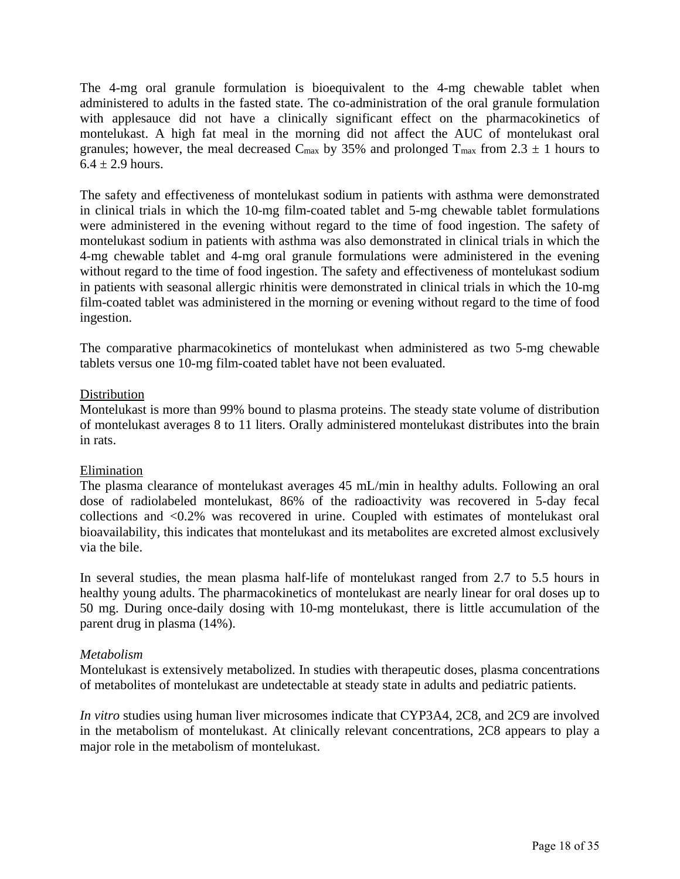The 4-mg oral granule formulation is bioequivalent to the 4-mg chewable tablet when administered to adults in the fasted state. The co-administration of the oral granule formulation with applesauce did not have a clinically significant effect on the pharmacokinetics of montelukast. A high fat meal in the morning did not affect the AUC of montelukast oral granules; however, the meal decreased $C_{max}$ by 35% and prolonged $T_{max}$ from $2.3 \pm 1$ hours to $6.4 \pm 2.9$ hours.

The safety and effectiveness of montelukast sodium in patients with asthma were demonstrated in clinical trials in which the 10-mg film-coated tablet and 5-mg chewable tablet formulations were administered in the evening without regard to the time of food ingestion. The safety of montelukast sodium in patients with asthma was also demonstrated in clinical trials in which the 4-mg chewable tablet and 4-mg oral granule formulations were administered in the evening without regard to the time of food ingestion. The safety and effectiveness of montelukast sodium in patients with seasonal allergic rhinitis were demonstrated in clinical trials in which the 10-mg film-coated tablet was administered in the morning or evening without regard to the time of food ingestion.

The comparative pharmacokinetics of montelukast when administered as two 5-mg chewable tablets versus one 10-mg film-coated tablet have not been evaluated.

<u>Distribution</u>

Montelukast is more than 99% bound to plasma proteins. The steady state volume of distribution of montelukast averages 8 to 11 liters. Orally administered montelukast distributes into the brain in rats.

<u>Elimination</u>

The plasma clearance of montelukast averages 45 mL/min in healthy adults. Following an oral dose of radiolabeled montelukast, 86% of the radioactivity was recovered in 5-day fecal collections and <0.2% was recovered in urine. Coupled with estimates of montelukast oral bioavailability, this indicates that montelukast and its metabolites are excreted almost exclusively via the bile.

In several studies, the mean plasma half-life of montelukast ranged from 2.7 to 5.5 hours in healthy young adults. The pharmacokinetics of montelukast are nearly linear for oral doses up to 50 mg. During once-daily dosing with 10-mg montelukast, there is little accumulation of the parent drug in plasma (14%).

*Metabolism*

Montelukast is extensively metabolized. In studies with therapeutic doses, plasma concentrations of metabolites of montelukast are undetectable at steady state in adults and pediatric patients.

*In vitro* studies using human liver microsomes indicate that CYP3A4, 2C8, and 2C9 are involved in the metabolism of montelukast. At clinically relevant concentrations, 2C8 appears to play a major role in the metabolism of montelukast.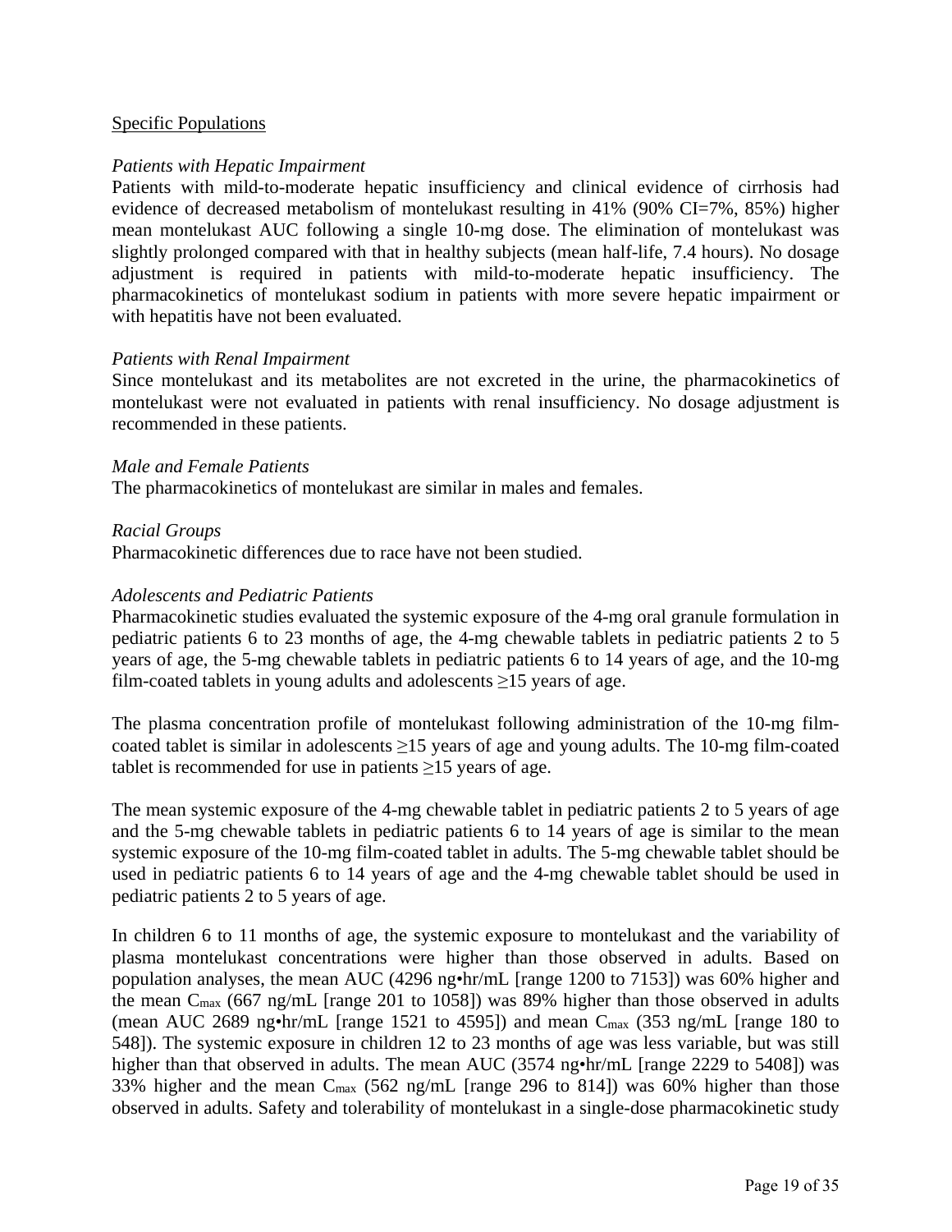Specific Populations

*Patients with Hepatic Impairment*

Patients with mild-to-moderate hepatic insufficiency and clinical evidence of cirrhosis had evidence of decreased metabolism of montelukast resulting in 41% (90% CI=7%, 85%) higher mean montelukast AUC following a single 10-mg dose. The elimination of montelukast was slightly prolonged compared with that in healthy subjects (mean half-life, 7.4 hours). No dosage adjustment is required in patients with mild-to-moderate hepatic insufficiency. The pharmacokinetics of montelukast sodium in patients with more severe hepatic impairment or with hepatitis have not been evaluated.

*Patients with Renal Impairment*

Since montelukast and its metabolites are not excreted in the urine, the pharmacokinetics of montelukast were not evaluated in patients with renal insufficiency. No dosage adjustment is recommended in these patients.

*Male and Female Patients*

The pharmacokinetics of montelukast are similar in males and females.

*Racial Groups*

Pharmacokinetic differences due to race have not been studied.

*Adolescents and Pediatric Patients*

Pharmacokinetic studies evaluated the systemic exposure of the 4-mg oral granule formulation in pediatric patients 6 to 23 months of age, the 4-mg chewable tablets in pediatric patients 2 to 5 years of age, the 5-mg chewable tablets in pediatric patients 6 to 14 years of age, and the 10-mg film-coated tablets in young adults and adolescents ≥15 years of age.

The plasma concentration profile of montelukast following administration of the 10-mg film-coated tablet is similar in adolescents ≥15 years of age and young adults. The 10-mg film-coated tablet is recommended for use in patients ≥15 years of age.

The mean systemic exposure of the 4-mg chewable tablet in pediatric patients 2 to 5 years of age and the 5-mg chewable tablets in pediatric patients 6 to 14 years of age is similar to the mean systemic exposure of the 10-mg film-coated tablet in adults. The 5-mg chewable tablet should be used in pediatric patients 6 to 14 years of age and the 4-mg chewable tablet should be used in pediatric patients 2 to 5 years of age.

In children 6 to 11 months of age, the systemic exposure to montelukast and the variability of plasma montelukast concentrations were higher than those observed in adults. Based on population analyses, the mean AUC (4296 ng•hr/mL [range 1200 to 7153]) was 60% higher and the mean $C_{max}$ (667 ng/mL [range 201 to 1058]) was 89% higher than those observed in adults (mean AUC 2689 ng•hr/mL [range 1521 to 4595]) and mean $C_{max}$ (353 ng/mL [range 180 to 548]). The systemic exposure in children 12 to 23 months of age was less variable, but was still higher than that observed in adults. The mean AUC (3574 ng•hr/mL [range 2229 to 5408]) was 33% higher and the mean $C_{max}$ (562 ng/mL [range 296 to 814]) was 60% higher than those observed in adults. Safety and tolerability of montelukast in a single-dose pharmacokinetic study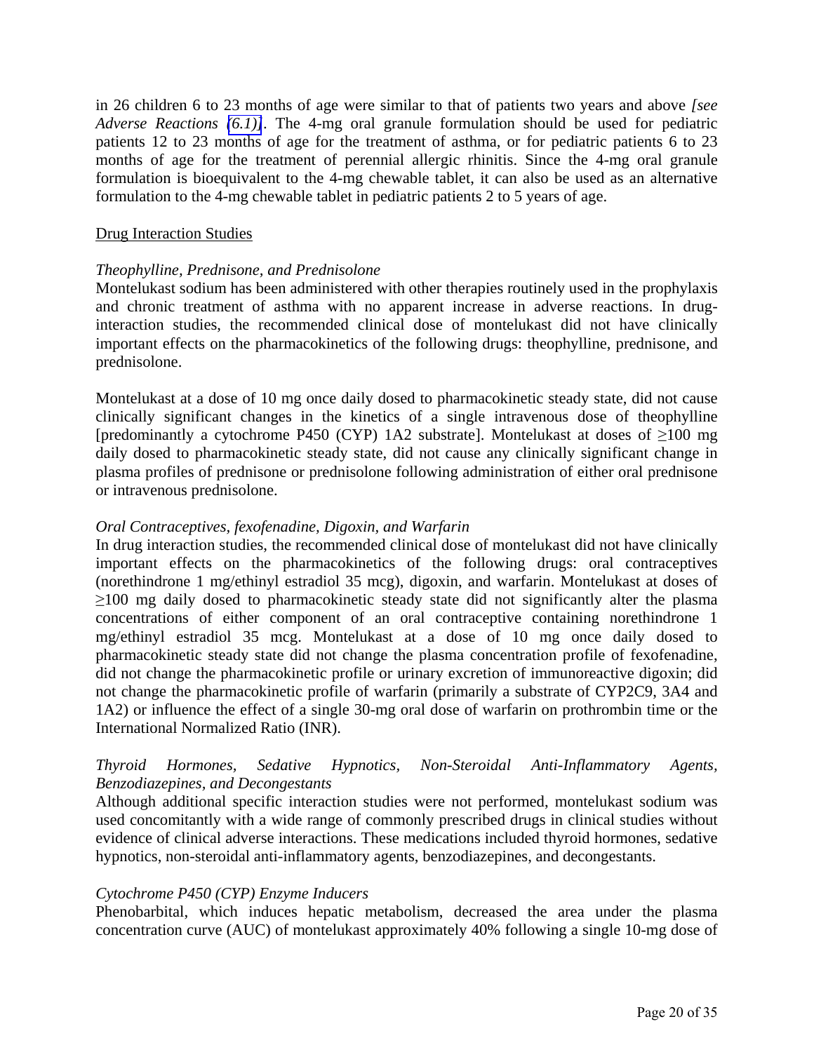in 26 children 6 to 23 months of age were similar to that of patients two years and above *[see Adverse Reactions (6.1)]*. The 4-mg oral granule formulation should be used for pediatric patients 12 to 23 months of age for the treatment of asthma, or for pediatric patients 6 to 23 months of age for the treatment of perennial allergic rhinitis. Since the 4-mg oral granule formulation is bioequivalent to the 4-mg chewable tablet, it can also be used as an alternative formulation to the 4-mg chewable tablet in pediatric patients 2 to 5 years of age.

Drug Interaction Studies

*Theophylline, Prednisone, and Prednisolone*

Montelukast sodium has been administered with other therapies routinely used in the prophylaxis and chronic treatment of asthma with no apparent increase in adverse reactions. In drug-interaction studies, the recommended clinical dose of montelukast did not have clinically important effects on the pharmacokinetics of the following drugs: theophylline, prednisone, and prednisolone.

Montelukast at a dose of 10 mg once daily dosed to pharmacokinetic steady state, did not cause clinically significant changes in the kinetics of a single intravenous dose of theophylline [predominantly a cytochrome P450 (CYP) 1A2 substrate]. Montelukast at doses of ≥100 mg daily dosed to pharmacokinetic steady state, did not cause any clinically significant change in plasma profiles of prednisone or prednisolone following administration of either oral prednisone or intravenous prednisolone.

*Oral Contraceptives, fexofenadine, Digoxin, and Warfarin*

In drug interaction studies, the recommended clinical dose of montelukast did not have clinically important effects on the pharmacokinetics of the following drugs: oral contraceptives (norethindrone 1 mg/ethinyl estradiol 35 mcg), digoxin, and warfarin. Montelukast at doses of ≥100 mg daily dosed to pharmacokinetic steady state did not significantly alter the plasma concentrations of either component of an oral contraceptive containing norethindrone 1 mg/ethinyl estradiol 35 mcg. Montelukast at a dose of 10 mg once daily dosed to pharmacokinetic steady state did not change the plasma concentration profile of fexofenadine, did not change the pharmacokinetic profile or urinary excretion of immunoreactive digoxin; did not change the pharmacokinetic profile of warfarin (primarily a substrate of CYP2C9, 3A4 and 1A2) or influence the effect of a single 30-mg oral dose of warfarin on prothrombin time or the International Normalized Ratio (INR).

*Thyroid Hormones, Sedative Hypnotics, Non-Steroidal Anti-Inflammatory Agents, Benzodiazepines, and Decongestants*

Although additional specific interaction studies were not performed, montelukast sodium was used concomitantly with a wide range of commonly prescribed drugs in clinical studies without evidence of clinical adverse interactions. These medications included thyroid hormones, sedative hypnotics, non-steroidal anti-inflammatory agents, benzodiazepines, and decongestants.

*Cytochrome P450 (CYP) Enzyme Inducers*

Phenobarbital, which induces hepatic metabolism, decreased the area under the plasma concentration curve (AUC) of montelukast approximately 40% following a single 10-mg dose of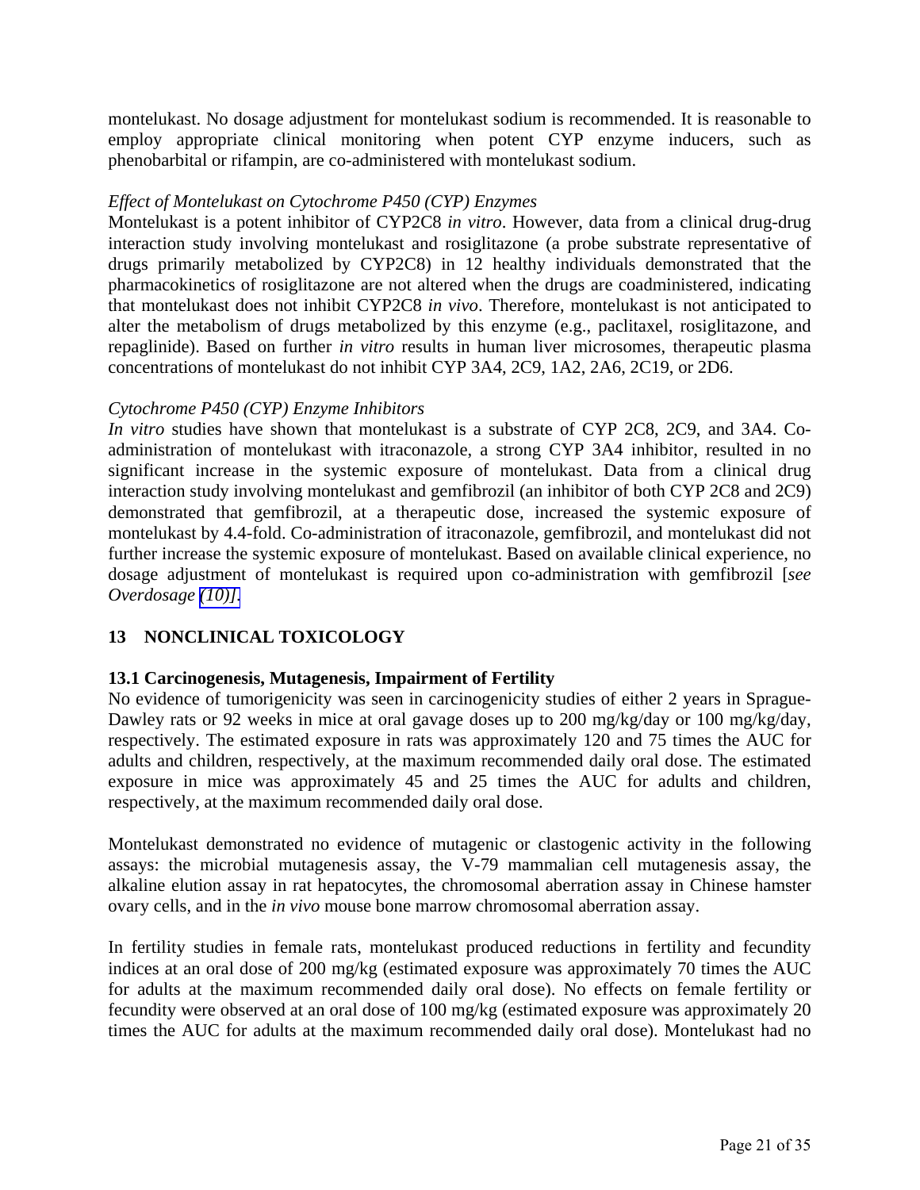montelukast. No dosage adjustment for montelukast sodium is recommended. It is reasonable to employ appropriate clinical monitoring when potent CYP enzyme inducers, such as phenobarbital or rifampin, are co-administered with montelukast sodium.

*Effect of Montelukast on Cytochrome P450 (CYP) Enzymes*

Montelukast is a potent inhibitor of CYP2C8 *in vitro*. However, data from a clinical drug-drug interaction study involving montelukast and rosiglitazone (a probe substrate representative of drugs primarily metabolized by CYP2C8) in 12 healthy individuals demonstrated that the pharmacokinetics of rosiglitazone are not altered when the drugs are coadministered, indicating that montelukast does not inhibit CYP2C8 *in vivo*. Therefore, montelukast is not anticipated to alter the metabolism of drugs metabolized by this enzyme (e.g., paclitaxel, rosiglitazone, and repaglinide). Based on further *in vitro* results in human liver microsomes, therapeutic plasma concentrations of montelukast do not inhibit CYP 3A4, 2C9, 1A2, 2A6, 2C19, or 2D6.

*Cytochrome P450 (CYP) Enzyme Inhibitors*

*In vitro* studies have shown that montelukast is a substrate of CYP 2C8, 2C9, and 3A4. Co-administration of montelukast with itraconazole, a strong CYP 3A4 inhibitor, resulted in no significant increase in the systemic exposure of montelukast. Data from a clinical drug interaction study involving montelukast and gemfibrozil (an inhibitor of both CYP 2C8 and 2C9) demonstrated that gemfibrozil, at a therapeutic dose, increased the systemic exposure of montelukast by 4.4-fold. Co-administration of itraconazole, gemfibrozil, and montelukast did not further increase the systemic exposure of montelukast. Based on available clinical experience, no dosage adjustment of montelukast is required upon co-administration with gemfibrozil [*see Overdosage (10)*].

## 13 NONCLINICAL TOXICOLOGY

### 13.1 Carcinogenesis, Mutagenesis, Impairment of Fertility

No evidence of tumorigenicity was seen in carcinogenicity studies of either 2 years in Sprague-Dawley rats or 92 weeks in mice at oral gavage doses up to 200 mg/kg/day or 100 mg/kg/day, respectively. The estimated exposure in rats was approximately 120 and 75 times the AUC for adults and children, respectively, at the maximum recommended daily oral dose. The estimated exposure in mice was approximately 45 and 25 times the AUC for adults and children, respectively, at the maximum recommended daily oral dose.

Montelukast demonstrated no evidence of mutagenic or clastogenic activity in the following assays: the microbial mutagenesis assay, the V-79 mammalian cell mutagenesis assay, the alkaline elution assay in rat hepatocytes, the chromosomal aberration assay in Chinese hamster ovary cells, and in the *in vivo* mouse bone marrow chromosomal aberration assay.

In fertility studies in female rats, montelukast produced reductions in fertility and fecundity indices at an oral dose of 200 mg/kg (estimated exposure was approximately 70 times the AUC for adults at the maximum recommended daily oral dose). No effects on female fertility or fecundity were observed at an oral dose of 100 mg/kg (estimated exposure was approximately 20 times the AUC for adults at the maximum recommended daily oral dose). Montelukast had no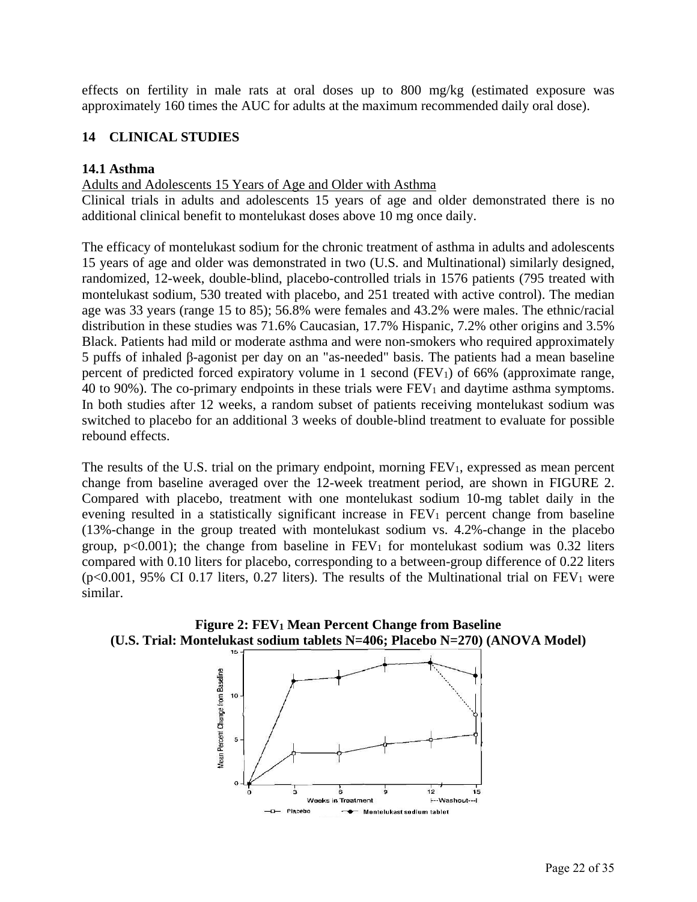effects on fertility in male rats at oral doses up to 800 mg/kg (estimated exposure was approximately 160 times the AUC for adults at the maximum recommended daily oral dose).

## 14 CLINICAL STUDIES

### 14.1 Asthma

Adults and Adolescents 15 Years of Age and Older with Asthma

Clinical trials in adults and adolescents 15 years of age and older demonstrated there is no additional clinical benefit to montelukast doses above 10 mg once daily.

The efficacy of montelukast sodium for the chronic treatment of asthma in adults and adolescents 15 years of age and older was demonstrated in two (U.S. and Multinational) similarly designed, randomized, 12-week, double-blind, placebo-controlled trials in 1576 patients (795 treated with montelukast sodium, 530 treated with placebo, and 251 treated with active control). The median age was 33 years (range 15 to 85); 56.8% were females and 43.2% were males. The ethnic/racial distribution in these studies was 71.6% Caucasian, 17.7% Hispanic, 7.2% other origins and 3.5% Black. Patients had mild or moderate asthma and were non-smokers who required approximately 5 puffs of inhaled β-agonist per day on an "as-needed" basis. The patients had a mean baseline percent of predicted forced expiratory volume in 1 second ($FEV_1$) of 66% (approximate range, 40 to 90%). The co-primary endpoints in these trials were $FEV_1$ and daytime asthma symptoms. In both studies after 12 weeks, a random subset of patients receiving montelukast sodium was switched to placebo for an additional 3 weeks of double-blind treatment to evaluate for possible rebound effects.

The results of the U.S. trial on the primary endpoint, morning $FEV_1$, expressed as mean percent change from baseline averaged over the 12-week treatment period, are shown in FIGURE 2. Compared with placebo, treatment with one montelukast sodium 10-mg tablet daily in the evening resulted in a statistically significant increase in $FEV_1$ percent change from baseline (13%-change in the group treated with montelukast sodium vs. 4.2%-change in the placebo group, $p<0.001$); the change from baseline in $FEV_1$ for montelukast sodium was 0.32 liters compared with 0.10 liters for placebo, corresponding to a between-group difference of 0.22 liters ($p<0.001$, 95% CI 0.17 liters, 0.27 liters). The results of the Multinational trial on $FEV_1$ were similar.

**Figure 2: $FEV_1$ Mean Percent Change from Baseline (U.S. Trial: Montelukast sodium tablets N=406; Placebo N=270) (ANOVA Model)**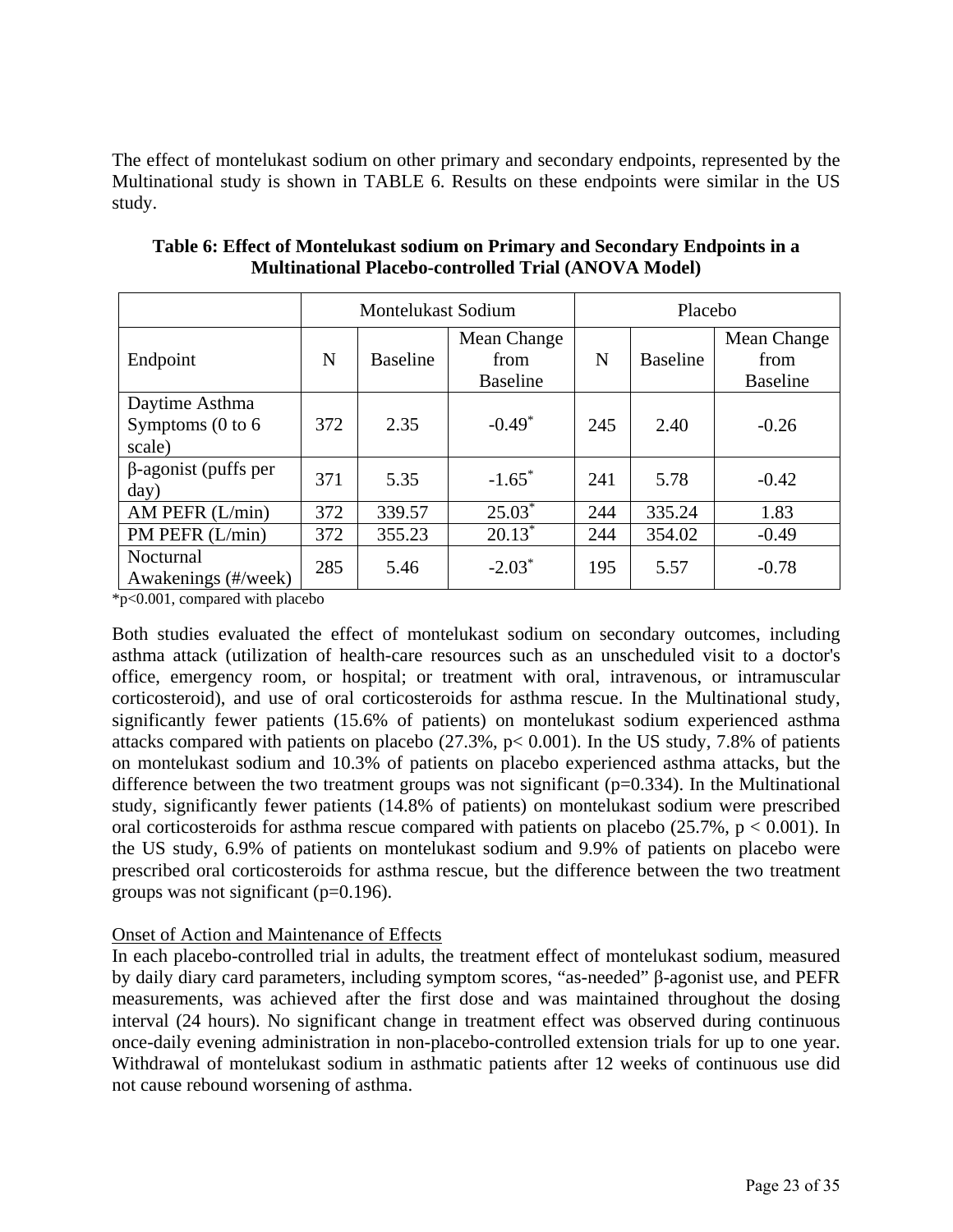The effect of montelukast sodium on other primary and secondary endpoints, represented by the Multinational study is shown in TABLE 6. Results on these endpoints were similar in the US study.

**Table 6: Effect of Montelukast sodium on Primary and Secondary Endpoints in a Multinational Placebo-controlled Trial (ANOVA Model)**

| | Montelukast Sodium | | | Placebo | | |
|---|---|---|---|---|---|---|
| Endpoint | N | Baseline | Mean Change from Baseline | N | Baseline | Mean Change from Baseline |
| Daytime Asthma Symptoms (0 to 6 scale) | 372 | 2.35 | -0.49* | 245 | 2.40 | -0.26 |
| β-agonist (puffs per day) | 371 | 5.35 | -1.65* | 241 | 5.78 | -0.42 |
| AM PEFR (L/min) | 372 | 339.57 | 25.03* | 244 | 335.24 | 1.83 |
| PM PEFR (L/min) | 372 | 355.23 | 20.13* | 244 | 354.02 | -0.49 |
| Nocturnal Awakenings (#/week) | 285 | 5.46 | -2.03* | 195 | 5.57 | -0.78 |

*p<0.001, compared with placebo

Both studies evaluated the effect of montelukast sodium on secondary outcomes, including asthma attack (utilization of health-care resources such as an unscheduled visit to a doctor's office, emergency room, or hospital; or treatment with oral, intravenous, or intramuscular corticosteroid), and use of oral corticosteroids for asthma rescue. In the Multinational study, significantly fewer patients (15.6% of patients) on montelukast sodium experienced asthma attacks compared with patients on placebo (27.3%, p< 0.001). In the US study, 7.8% of patients on montelukast sodium and 10.3% of patients on placebo experienced asthma attacks, but the difference between the two treatment groups was not significant (p=0.334). In the Multinational study, significantly fewer patients (14.8% of patients) on montelukast sodium were prescribed oral corticosteroids for asthma rescue compared with patients on placebo (25.7%, p < 0.001). In the US study, 6.9% of patients on montelukast sodium and 9.9% of patients on placebo were prescribed oral corticosteroids for asthma rescue, but the difference between the two treatment groups was not significant (p=0.196).

Onset of Action and Maintenance of Effects

In each placebo-controlled trial in adults, the treatment effect of montelukast sodium, measured by daily diary card parameters, including symptom scores, "as-needed" β-agonist use, and PEFR measurements, was achieved after the first dose and was maintained throughout the dosing interval (24 hours). No significant change in treatment effect was observed during continuous once-daily evening administration in non-placebo-controlled extension trials for up to one year. Withdrawal of montelukast sodium in asthmatic patients after 12 weeks of continuous use did not cause rebound worsening of asthma.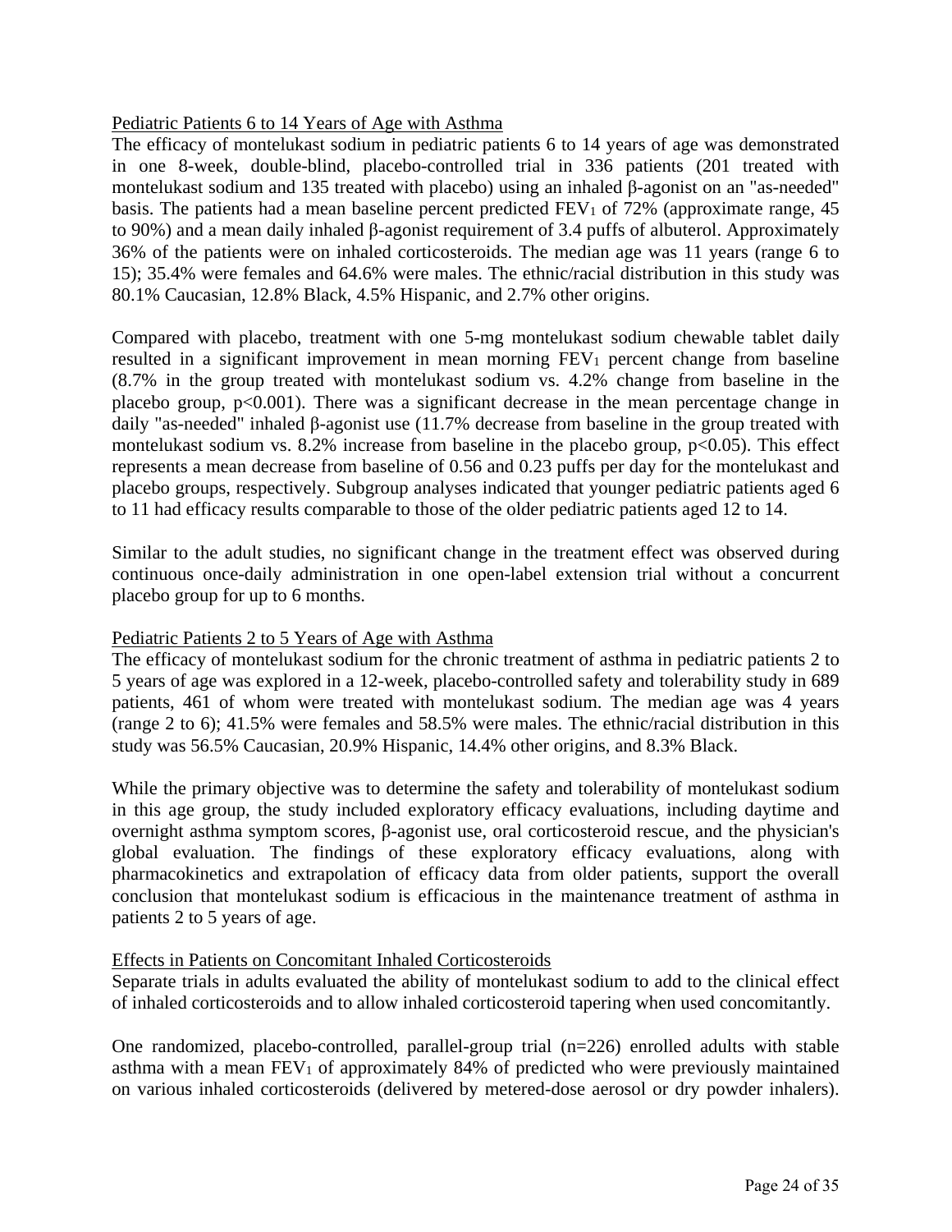Pediatric Patients 6 to 14 Years of Age with Asthma

The efficacy of montelukast sodium in pediatric patients 6 to 14 years of age was demonstrated in one 8-week, double-blind, placebo-controlled trial in 336 patients (201 treated with montelukast sodium and 135 treated with placebo) using an inhaled β-agonist on an "as-needed" basis. The patients had a mean baseline percent predicted $FEV_1$ of 72% (approximate range, 45 to 90%) and a mean daily inhaled β-agonist requirement of 3.4 puffs of albuterol. Approximately 36% of the patients were on inhaled corticosteroids. The median age was 11 years (range 6 to 15); 35.4% were females and 64.6% were males. The ethnic/racial distribution in this study was 80.1% Caucasian, 12.8% Black, 4.5% Hispanic, and 2.7% other origins.

Compared with placebo, treatment with one 5-mg montelukast sodium chewable tablet daily resulted in a significant improvement in mean morning $FEV_1$ percent change from baseline (8.7% in the group treated with montelukast sodium vs. 4.2% change from baseline in the placebo group, $p<0.001$). There was a significant decrease in the mean percentage change in daily "as-needed" inhaled β-agonist use (11.7% decrease from baseline in the group treated with montelukast sodium vs. 8.2% increase from baseline in the placebo group, $p<0.05$). This effect represents a mean decrease from baseline of 0.56 and 0.23 puffs per day for the montelukast and placebo groups, respectively. Subgroup analyses indicated that younger pediatric patients aged 6 to 11 had efficacy results comparable to those of the older pediatric patients aged 12 to 14.

Similar to the adult studies, no significant change in the treatment effect was observed during continuous once-daily administration in one open-label extension trial without a concurrent placebo group for up to 6 months.

Pediatric Patients 2 to 5 Years of Age with Asthma

The efficacy of montelukast sodium for the chronic treatment of asthma in pediatric patients 2 to 5 years of age was explored in a 12-week, placebo-controlled safety and tolerability study in 689 patients, 461 of whom were treated with montelukast sodium. The median age was 4 years (range 2 to 6); 41.5% were females and 58.5% were males. The ethnic/racial distribution in this study was 56.5% Caucasian, 20.9% Hispanic, 14.4% other origins, and 8.3% Black.

While the primary objective was to determine the safety and tolerability of montelukast sodium in this age group, the study included exploratory efficacy evaluations, including daytime and overnight asthma symptom scores, β-agonist use, oral corticosteroid rescue, and the physician's global evaluation. The findings of these exploratory efficacy evaluations, along with pharmacokinetics and extrapolation of efficacy data from older patients, support the overall conclusion that montelukast sodium is efficacious in the maintenance treatment of asthma in patients 2 to 5 years of age.

Effects in Patients on Concomitant Inhaled Corticosteroids

Separate trials in adults evaluated the ability of montelukast sodium to add to the clinical effect of inhaled corticosteroids and to allow inhaled corticosteroid tapering when used concomitantly.

One randomized, placebo-controlled, parallel-group trial (n=226) enrolled adults with stable asthma with a mean $FEV_1$ of approximately 84% of predicted who were previously maintained on various inhaled corticosteroids (delivered by metered-dose aerosol or dry powder inhalers).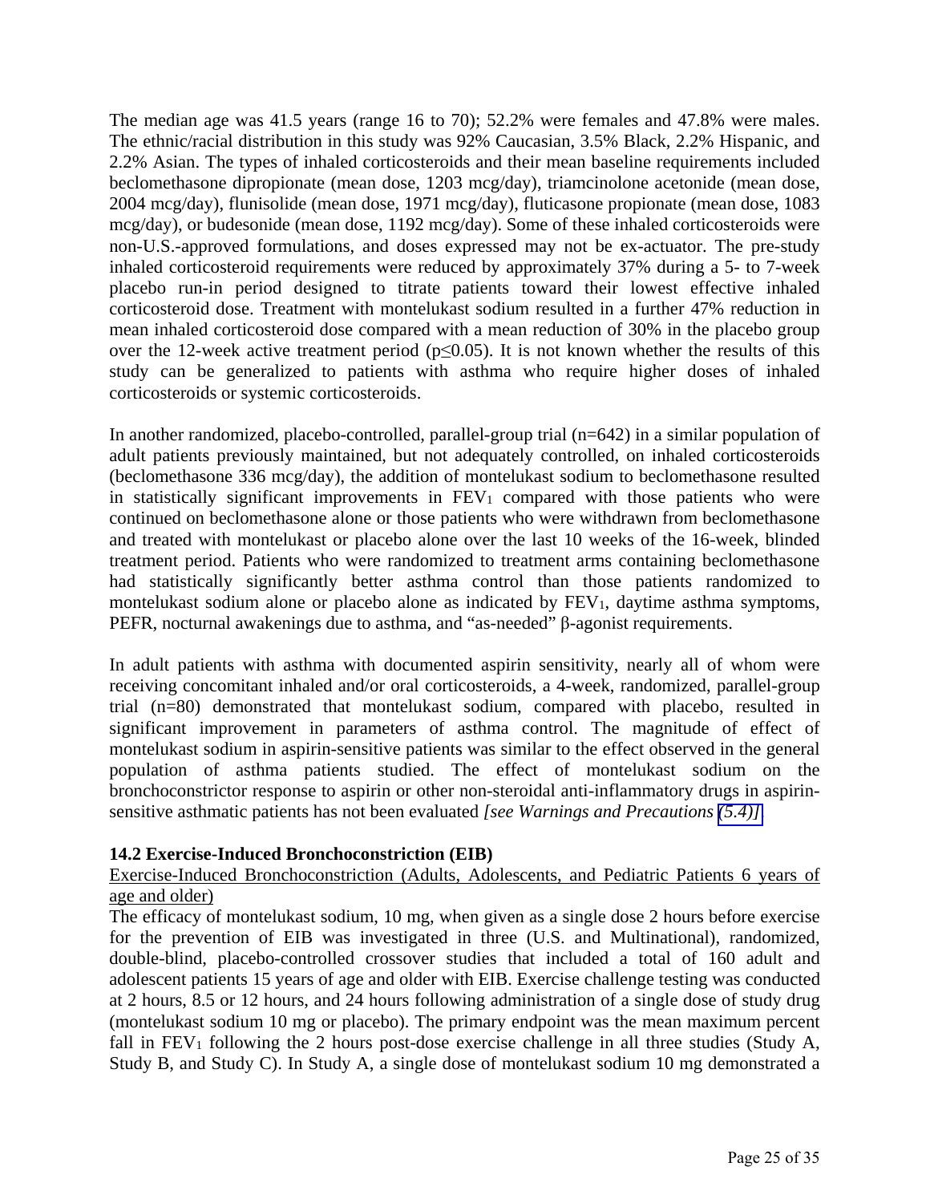The median age was 41.5 years (range 16 to 70); 52.2% were females and 47.8% were males. The ethnic/racial distribution in this study was 92% Caucasian, 3.5% Black, 2.2% Hispanic, and 2.2% Asian. The types of inhaled corticosteroids and their mean baseline requirements included beclomethasone dipropionate (mean dose, 1203 mcg/day), triamcinolone acetonide (mean dose, 2004 mcg/day), flunisolide (mean dose, 1971 mcg/day), fluticasone propionate (mean dose, 1083 mcg/day), or budesonide (mean dose, 1192 mcg/day). Some of these inhaled corticosteroids were non-U.S.-approved formulations, and doses expressed may not be ex-actuator. The pre-study inhaled corticosteroid requirements were reduced by approximately 37% during a 5- to 7-week placebo run-in period designed to titrate patients toward their lowest effective inhaled corticosteroid dose. Treatment with montelukast sodium resulted in a further 47% reduction in mean inhaled corticosteroid dose compared with a mean reduction of 30% in the placebo group over the 12-week active treatment period ($p \leq 0.05$). It is not known whether the results of this study can be generalized to patients with asthma who require higher doses of inhaled corticosteroids or systemic corticosteroids.

In another randomized, placebo-controlled, parallel-group trial (n=642) in a similar population of adult patients previously maintained, but not adequately controlled, on inhaled corticosteroids (beclomethasone 336 mcg/day), the addition of montelukast sodium to beclomethasone resulted in statistically significant improvements in $FEV_1$ compared with those patients who were continued on beclomethasone alone or those patients who were withdrawn from beclomethasone and treated with montelukast or placebo alone over the last 10 weeks of the 16-week, blinded treatment period. Patients who were randomized to treatment arms containing beclomethasone had statistically significantly better asthma control than those patients randomized to montelukast sodium alone or placebo alone as indicated by $FEV_1$, daytime asthma symptoms, PEFR, nocturnal awakenings due to asthma, and "as-needed" β-agonist requirements.

In adult patients with asthma with documented aspirin sensitivity, nearly all of whom were receiving concomitant inhaled and/or oral corticosteroids, a 4-week, randomized, parallel-group trial (n=80) demonstrated that montelukast sodium, compared with placebo, resulted in significant improvement in parameters of asthma control. The magnitude of effect of montelukast sodium in aspirin-sensitive patients was similar to the effect observed in the general population of asthma patients studied. The effect of montelukast sodium on the bronchoconstrictor response to aspirin or other non-steroidal anti-inflammatory drugs in aspirin-sensitive asthmatic patients has not been evaluated *[see Warnings and Precautions (5.4)]*.

### 14.2 Exercise-Induced Bronchoconstriction (EIB)

Exercise-Induced Bronchoconstriction (Adults, Adolescents, and Pediatric Patients 6 years of age and older)

The efficacy of montelukast sodium, 10 mg, when given as a single dose 2 hours before exercise for the prevention of EIB was investigated in three (U.S. and Multinational), randomized, double-blind, placebo-controlled crossover studies that included a total of 160 adult and adolescent patients 15 years of age and older with EIB. Exercise challenge testing was conducted at 2 hours, 8.5 or 12 hours, and 24 hours following administration of a single dose of study drug (montelukast sodium 10 mg or placebo). The primary endpoint was the mean maximum percent fall in $FEV_1$ following the 2 hours post-dose exercise challenge in all three studies (Study A, Study B, and Study C). In Study A, a single dose of montelukast sodium 10 mg demonstrated a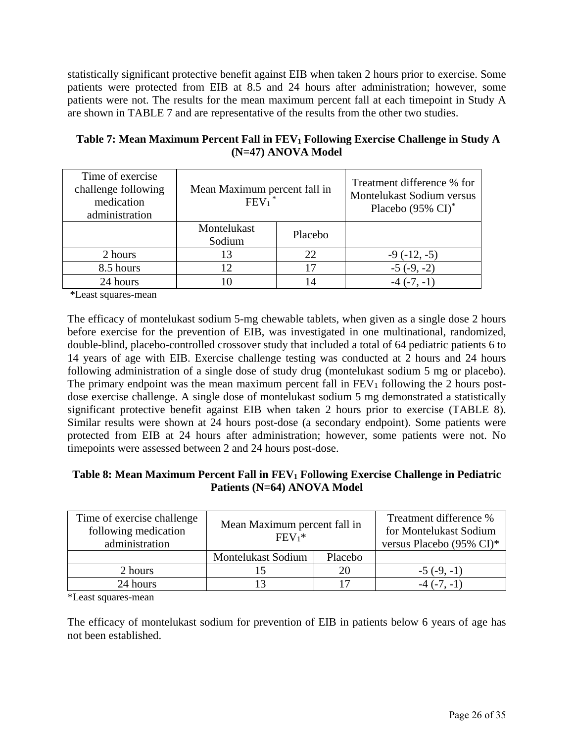statistically significant protective benefit against EIB when taken 2 hours prior to exercise. Some patients were protected from EIB at 8.5 and 24 hours after administration; however, some patients were not. The results for the mean maximum percent fall at each timepoint in Study A are shown in TABLE 7 and are representative of the results from the other two studies.

**Table 7: Mean Maximum Percent Fall in $FEV_1$ Following Exercise Challenge in Study A (N=47) ANOVA Model**

| Time of exercise challenge following medication administration | Mean Maximum percent fall in $FEV_1$* | | Treatment difference % for Montelukast Sodium versus Placebo (95% CI)* |
|---|---|---|---|
| | Montelukast Sodium | Placebo | |
| 2 hours | 13 | 22 | -9 (-12, -5) |
| 8.5 hours | 12 | 17 | -5 (-9, -2) |
| 24 hours | 10 | 14 | -4 (-7, -1) |

*Least squares-mean

The efficacy of montelukast sodium 5-mg chewable tablets, when given as a single dose 2 hours before exercise for the prevention of EIB, was investigated in one multinational, randomized, double-blind, placebo-controlled crossover study that included a total of 64 pediatric patients 6 to 14 years of age with EIB. Exercise challenge testing was conducted at 2 hours and 24 hours following administration of a single dose of study drug (montelukast sodium 5 mg or placebo). The primary endpoint was the mean maximum percent fall in $FEV_1$ following the 2 hours post-dose exercise challenge. A single dose of montelukast sodium 5 mg demonstrated a statistically significant protective benefit against EIB when taken 2 hours prior to exercise (TABLE 8). Similar results were shown at 24 hours post-dose (a secondary endpoint). Some patients were protected from EIB at 24 hours after administration; however, some patients were not. No timepoints were assessed between 2 and 24 hours post-dose.

**Table 8: Mean Maximum Percent Fall in $FEV_1$ Following Exercise Challenge in Pediatric Patients (N=64) ANOVA Model**

| Time of exercise challenge following medication administration | Mean Maximum percent fall in $FEV_1$* | | Treatment difference % for Montelukast Sodium versus Placebo (95% CI)* |
|---|---|---|---|
| | Montelukast Sodium | Placebo | |
| 2 hours | 15 | 20 | -5 (-9, -1) |
| 24 hours | 13 | 17 | -4 (-7, -1) |

*Least squares-mean

The efficacy of montelukast sodium for prevention of EIB in patients below 6 years of age has not been established.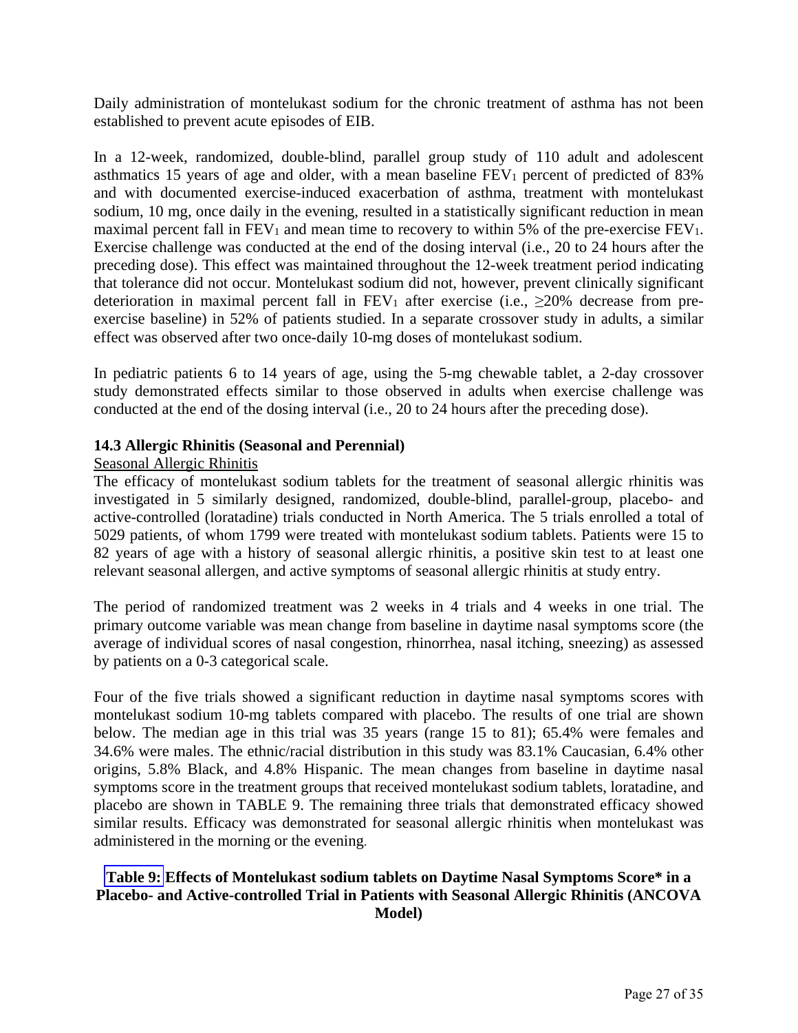Daily administration of montelukast sodium for the chronic treatment of asthma has not been established to prevent acute episodes of EIB.

In a 12-week, randomized, double-blind, parallel group study of 110 adult and adolescent asthmatics 15 years of age and older, with a mean baseline $FEV_1$ percent of predicted of 83% and with documented exercise-induced exacerbation of asthma, treatment with montelukast sodium, 10 mg, once daily in the evening, resulted in a statistically significant reduction in mean maximal percent fall in $FEV_1$ and mean time to recovery to within 5% of the pre-exercise $FEV_1$. Exercise challenge was conducted at the end of the dosing interval (i.e., 20 to 24 hours after the preceding dose). This effect was maintained throughout the 12-week treatment period indicating that tolerance did not occur. Montelukast sodium did not, however, prevent clinically significant deterioration in maximal percent fall in $FEV_1$ after exercise (i.e., ≥20% decrease from pre-exercise baseline) in 52% of patients studied. In a separate crossover study in adults, a similar effect was observed after two once-daily 10-mg doses of montelukast sodium.

In pediatric patients 6 to 14 years of age, using the 5-mg chewable tablet, a 2-day crossover study demonstrated effects similar to those observed in adults when exercise challenge was conducted at the end of the dosing interval (i.e., 20 to 24 hours after the preceding dose).

### 14.3 Allergic Rhinitis (Seasonal and Perennial)

Seasonal Allergic Rhinitis

The efficacy of montelukast sodium tablets for the treatment of seasonal allergic rhinitis was investigated in 5 similarly designed, randomized, double-blind, parallel-group, placebo- and active-controlled (loratadine) trials conducted in North America. The 5 trials enrolled a total of 5029 patients, of whom 1799 were treated with montelukast sodium tablets. Patients were 15 to 82 years of age with a history of seasonal allergic rhinitis, a positive skin test to at least one relevant seasonal allergen, and active symptoms of seasonal allergic rhinitis at study entry.

The period of randomized treatment was 2 weeks in 4 trials and 4 weeks in one trial. The primary outcome variable was mean change from baseline in daytime nasal symptoms score (the average of individual scores of nasal congestion, rhinorrhea, nasal itching, sneezing) as assessed by patients on a 0-3 categorical scale.

Four of the five trials showed a significant reduction in daytime nasal symptoms scores with montelukast sodium 10-mg tablets compared with placebo. The results of one trial are shown below. The median age in this trial was 35 years (range 15 to 81); 65.4% were females and 34.6% were males. The ethnic/racial distribution in this study was 83.1% Caucasian, 6.4% other origins, 5.8% Black, and 4.8% Hispanic. The mean changes from baseline in daytime nasal symptoms score in the treatment groups that received montelukast sodium tablets, loratadine, and placebo are shown in TABLE 9. The remaining three trials that demonstrated efficacy showed similar results. Efficacy was demonstrated for seasonal allergic rhinitis when montelukast was administered in the morning or the evening.

**Table 9: Effects of Montelukast sodium tablets on Daytime Nasal Symptoms Score* in a Placebo- and Active-controlled Trial in Patients with Seasonal Allergic Rhinitis (ANCOVA Model)**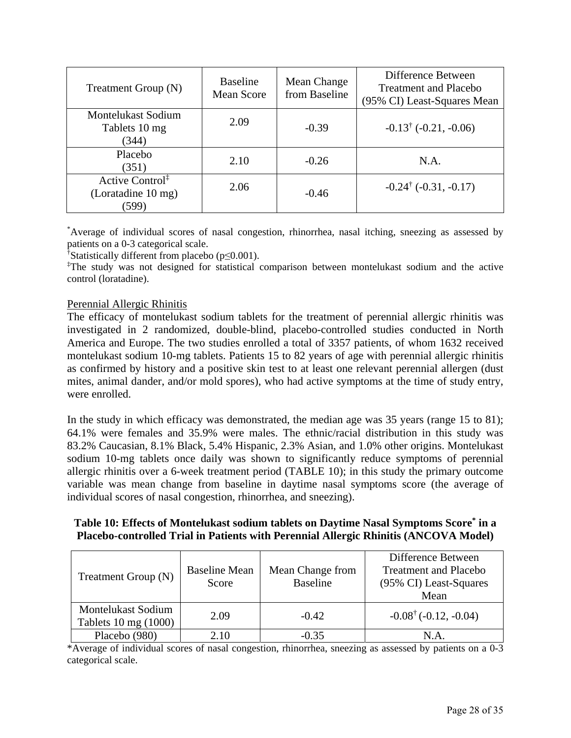| Treatment Group (N) | Baseline Mean Score | Mean Change from Baseline | Difference Between Treatment and Placebo (95% CI) Least-Squares Mean |
|---|---|---|---|
| Montelukast Sodium Tablets 10 mg (344) | 2.09 | -0.39 | -0.13[†] (-0.21, -0.06) |
| Placebo (351) | 2.10 | -0.26 | N.A. |
| Active Control[‡] (Loratadine 10 mg) (599) | 2.06 | -0.46 | -0.24[†] (-0.31, -0.17) |

[*]Average of individual scores of nasal congestion, rhinorrhea, nasal itching, sneezing as assessed by patients on a 0-3 categorical scale.
[†]Statistically different from placebo ($p \leq 0.001$).
[‡]The study was not designed for statistical comparison between montelukast sodium and the active control (loratadine).

Perennial Allergic Rhinitis

The efficacy of montelukast sodium tablets for the treatment of perennial allergic rhinitis was investigated in 2 randomized, double-blind, placebo-controlled studies conducted in North America and Europe. The two studies enrolled a total of 3357 patients, of whom 1632 received montelukast sodium 10-mg tablets. Patients 15 to 82 years of age with perennial allergic rhinitis as confirmed by history and a positive skin test to at least one relevant perennial allergen (dust mites, animal dander, and/or mold spores), who had active symptoms at the time of study entry, were enrolled.

In the study in which efficacy was demonstrated, the median age was 35 years (range 15 to 81); 64.1% were females and 35.9% were males. The ethnic/racial distribution in this study was 83.2% Caucasian, 8.1% Black, 5.4% Hispanic, 2.3% Asian, and 1.0% other origins. Montelukast sodium 10-mg tablets once daily was shown to significantly reduce symptoms of perennial allergic rhinitis over a 6-week treatment period (TABLE 10); in this study the primary outcome variable was mean change from baseline in daytime nasal symptoms score (the average of individual scores of nasal congestion, rhinorrhea, and sneezing).

**Table 10: Effects of Montelukast sodium tablets on Daytime Nasal Symptoms Score[*] in a Placebo-controlled Trial in Patients with Perennial Allergic Rhinitis (ANCOVA Model)**

| Treatment Group (N) | Baseline Mean Score | Mean Change from Baseline | Difference Between Treatment and Placebo (95% CI) Least-Squares Mean |
|---|---|---|---|
| Montelukast Sodium Tablets 10 mg (1000) | 2.09 | -0.42 | -0.08[†] (-0.12, -0.04) |
| Placebo (980) | 2.10 | -0.35 | N.A. |

*Average of individual scores of nasal congestion, rhinorrhea, sneezing as assessed by patients on a 0-3 categorical scale.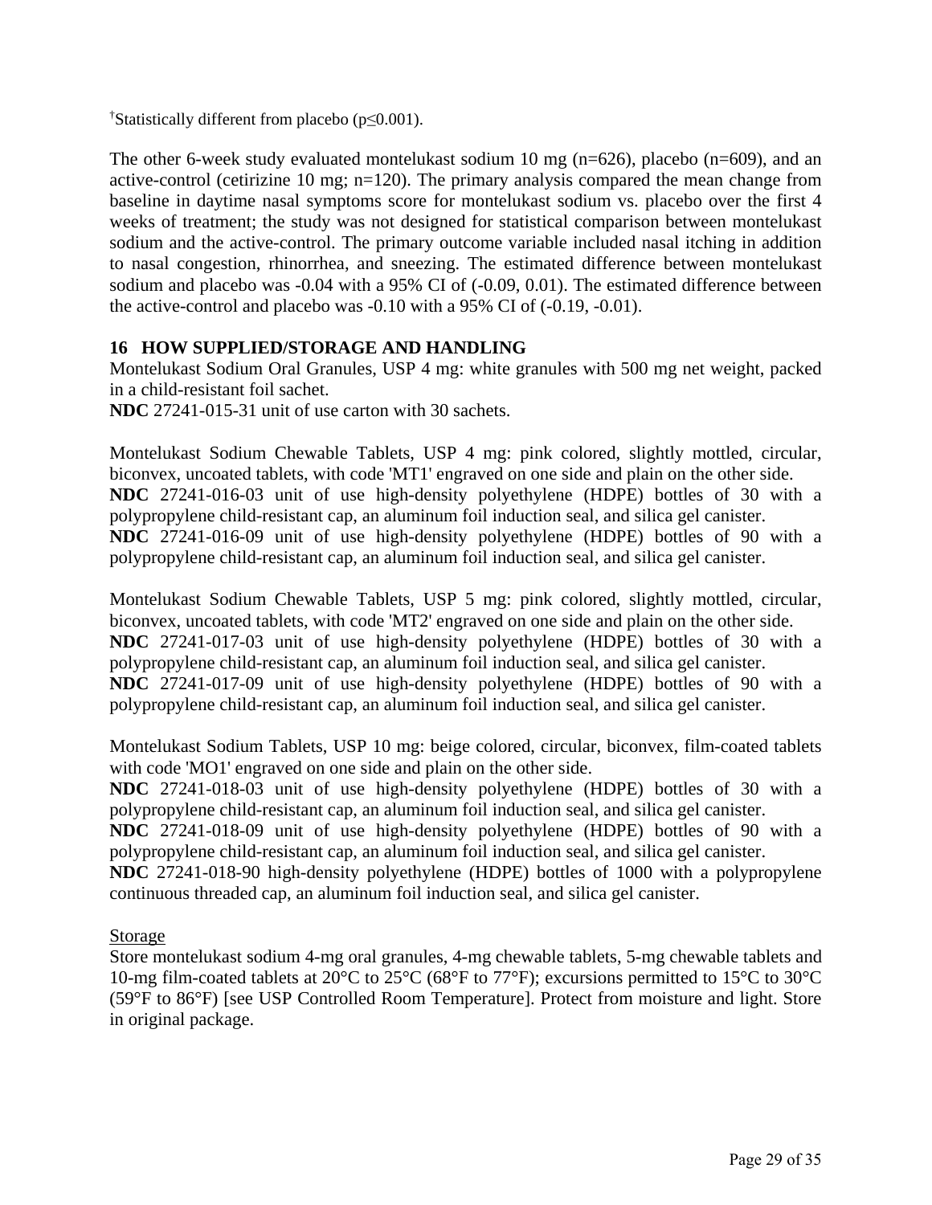†Statistically different from placebo ($p \leq 0.001$).

The other 6-week study evaluated montelukast sodium 10 mg (n=626), placebo (n=609), and an active-control (cetirizine 10 mg; n=120). The primary analysis compared the mean change from baseline in daytime nasal symptoms score for montelukast sodium vs. placebo over the first 4 weeks of treatment; the study was not designed for statistical comparison between montelukast sodium and the active-control. The primary outcome variable included nasal itching in addition to nasal congestion, rhinorrhea, and sneezing. The estimated difference between montelukast sodium and placebo was -0.04 with a 95% CI of (-0.09, 0.01). The estimated difference between the active-control and placebo was -0.10 with a 95% CI of (-0.19, -0.01).

## 16 HOW SUPPLIED/STORAGE AND HANDLING

Montelukast Sodium Oral Granules, USP 4 mg: white granules with 500 mg net weight, packed in a child-resistant foil sachet.
**NDC** 27241-015-31 unit of use carton with 30 sachets.

Montelukast Sodium Chewable Tablets, USP 4 mg: pink colored, slightly mottled, circular, biconvex, uncoated tablets, with code 'MT1' engraved on one side and plain on the other side.
**NDC** 27241-016-03 unit of use high-density polyethylene (HDPE) bottles of 30 with a polypropylene child-resistant cap, an aluminum foil induction seal, and silica gel canister.
**NDC** 27241-016-09 unit of use high-density polyethylene (HDPE) bottles of 90 with a polypropylene child-resistant cap, an aluminum foil induction seal, and silica gel canister.

Montelukast Sodium Chewable Tablets, USP 5 mg: pink colored, slightly mottled, circular, biconvex, uncoated tablets, with code 'MT2' engraved on one side and plain on the other side.
**NDC** 27241-017-03 unit of use high-density polyethylene (HDPE) bottles of 30 with a polypropylene child-resistant cap, an aluminum foil induction seal, and silica gel canister.
**NDC** 27241-017-09 unit of use high-density polyethylene (HDPE) bottles of 90 with a polypropylene child-resistant cap, an aluminum foil induction seal, and silica gel canister.

Montelukast Sodium Tablets, USP 10 mg: beige colored, circular, biconvex, film-coated tablets with code 'MO1' engraved on one side and plain on the other side.
**NDC** 27241-018-03 unit of use high-density polyethylene (HDPE) bottles of 30 with a polypropylene child-resistant cap, an aluminum foil induction seal, and silica gel canister.
**NDC** 27241-018-09 unit of use high-density polyethylene (HDPE) bottles of 90 with a polypropylene child-resistant cap, an aluminum foil induction seal, and silica gel canister.
**NDC** 27241-018-90 high-density polyethylene (HDPE) bottles of 1000 with a polypropylene continuous threaded cap, an aluminum foil induction seal, and silica gel canister.

Storage

Store montelukast sodium 4-mg oral granules, 4-mg chewable tablets, 5-mg chewable tablets and 10-mg film-coated tablets at 20°C to 25°C (68°F to 77°F); excursions permitted to 15°C to 30°C (59°F to 86°F) [see USP Controlled Room Temperature]. Protect from moisture and light. Store in original package.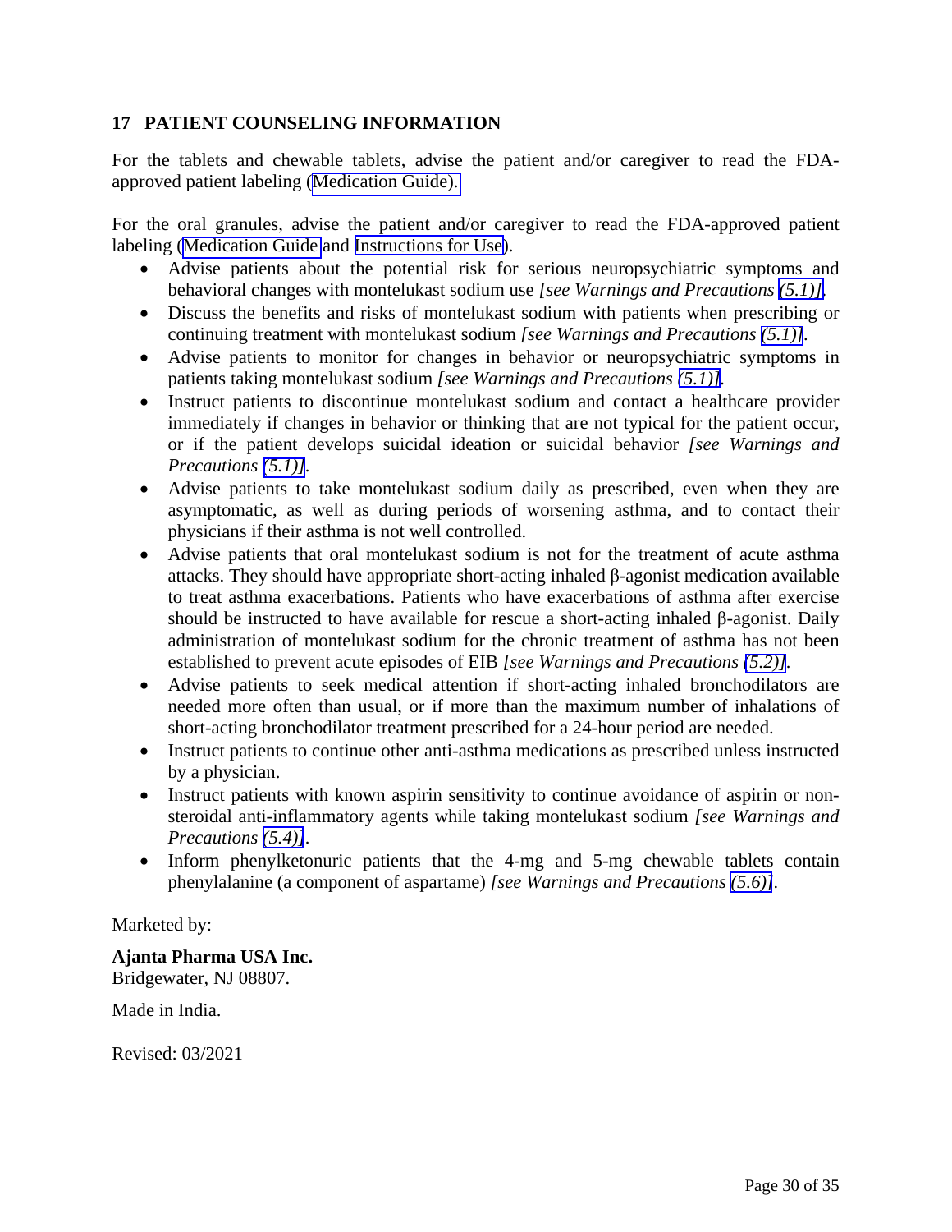## 17 PATIENT COUNSELING INFORMATION

For the tablets and chewable tablets, advise the patient and/or caregiver to read the FDA-approved patient labeling (Medication Guide).

For the oral granules, advise the patient and/or caregiver to read the FDA-approved patient labeling (Medication Guide and Instructions for Use).

- Advise patients about the potential risk for serious neuropsychiatric symptoms and behavioral changes with montelukast sodium use *[see Warnings and Precautions (5.1)]*.
- Discuss the benefits and risks of montelukast sodium with patients when prescribing or continuing treatment with montelukast sodium *[see Warnings and Precautions (5.1)]*.
- Advise patients to monitor for changes in behavior or neuropsychiatric symptoms in patients taking montelukast sodium *[see Warnings and Precautions (5.1)]*.
- Instruct patients to discontinue montelukast sodium and contact a healthcare provider immediately if changes in behavior or thinking that are not typical for the patient occur, or if the patient develops suicidal ideation or suicidal behavior *[see Warnings and Precautions (5.1)]*.
- Advise patients to take montelukast sodium daily as prescribed, even when they are asymptomatic, as well as during periods of worsening asthma, and to contact their physicians if their asthma is not well controlled.
- Advise patients that oral montelukast sodium is not for the treatment of acute asthma attacks. They should have appropriate short-acting inhaled β-agonist medication available to treat asthma exacerbations. Patients who have exacerbations of asthma after exercise should be instructed to have available for rescue a short-acting inhaled β-agonist. Daily administration of montelukast sodium for the chronic treatment of asthma has not been established to prevent acute episodes of EIB *[see Warnings and Precautions (5.2)]*.
- Advise patients to seek medical attention if short-acting inhaled bronchodilators are needed more often than usual, or if more than the maximum number of inhalations of short-acting bronchodilator treatment prescribed for a 24-hour period are needed.
- Instruct patients to continue other anti-asthma medications as prescribed unless instructed by a physician.
- Instruct patients with known aspirin sensitivity to continue avoidance of aspirin or non-steroidal anti-inflammatory agents while taking montelukast sodium *[see Warnings and Precautions (5.4)]*.
- Inform phenylketonuric patients that the 4-mg and 5-mg chewable tablets contain phenylalanine (a component of aspartame) *[see Warnings and Precautions (5.6)]*.

Marketed by:

**Ajanta Pharma USA Inc.**
Bridgewater, NJ 08807.

Made in India.

Revised: 03/2021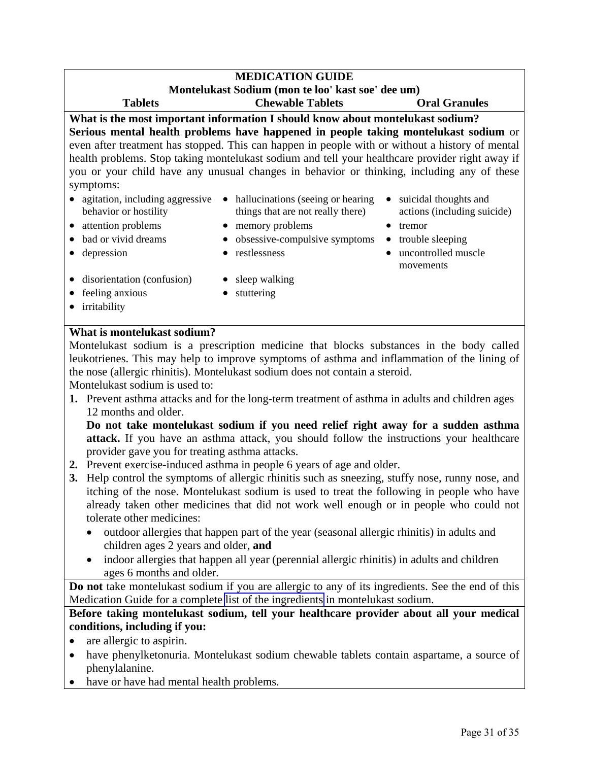## MEDICATION GUIDE

### Montelukast Sodium (mon te loo' kast soe' dee um)

**Tablets** **Chewable Tablets** **Oral Granules**

**What is the most important information I should know about montelukast sodium?**

**Serious mental health problems have happened in people taking montelukast sodium** or even after treatment has stopped. This can happen in people with or without a history of mental health problems. Stop taking montelukast sodium and tell your healthcare provider right away if you or your child have any unusual changes in behavior or thinking, including any of these symptoms:

- agitation, including aggressive behavior or hostility
- attention problems
- bad or vivid dreams
- depression
- disorientation (confusion)
- feeling anxious
- irritability
- hallucinations (seeing or hearing things that are not really there)
- memory problems
- obsessive-compulsive symptoms
- restlessness
- sleep walking
- stuttering
- suicidal thoughts and actions (including suicide)
- tremor
- trouble sleeping
- uncontrolled muscle movements

**What is montelukast sodium?**

Montelukast sodium is a prescription medicine that blocks substances in the body called leukotrienes. This may help to improve symptoms of asthma and inflammation of the lining of the nose (allergic rhinitis). Montelukast sodium does not contain a steroid.

Montelukast sodium is used to:

1. Prevent asthma attacks and for the long-term treatment of asthma in adults and children ages 12 months and older.

   **Do not take montelukast sodium if you need relief right away for a sudden asthma attack.** If you have an asthma attack, you should follow the instructions your healthcare provider gave you for treating asthma attacks.
2. Prevent exercise-induced asthma in people 6 years of age and older.
3. Help control the symptoms of allergic rhinitis such as sneezing, stuffy nose, runny nose, and itching of the nose. Montelukast sodium is used to treat the following in people who have already taken other medicines that did not work well enough or in people who could not tolerate other medicines:
   - outdoor allergies that happen part of the year (seasonal allergic rhinitis) in adults and children ages 2 years and older, **and**
   - indoor allergies that happen all year (perennial allergic rhinitis) in adults and children ages 6 months and older.

**Do not** take montelukast sodium if you are allergic to any of its ingredients. See the end of this Medication Guide for a complete list of the ingredients in montelukast sodium.

**Before taking montelukast sodium, tell your healthcare provider about all your medical conditions, including if you:**

- are allergic to aspirin.
- have phenylketonuria. Montelukast sodium chewable tablets contain aspartame, a source of phenylalanine.
- have or have had mental health problems.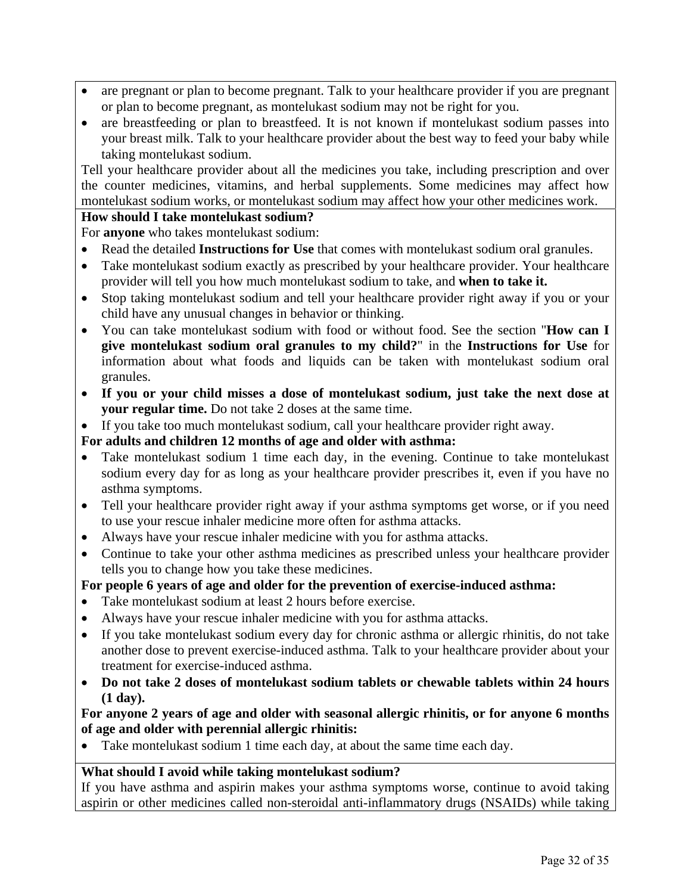- are pregnant or plan to become pregnant. Talk to your healthcare provider if you are pregnant or plan to become pregnant, as montelukast sodium may not be right for you.
- are breastfeeding or plan to breastfeed. It is not known if montelukast sodium passes into your breast milk. Talk to your healthcare provider about the best way to feed your baby while taking montelukast sodium.

Tell your healthcare provider about all the medicines you take, including prescription and over the counter medicines, vitamins, and herbal supplements. Some medicines may affect how montelukast sodium works, or montelukast sodium may affect how your other medicines work.

**How should I take montelukast sodium?**

For **anyone** who takes montelukast sodium:

- Read the detailed **Instructions for Use** that comes with montelukast sodium oral granules.
- Take montelukast sodium exactly as prescribed by your healthcare provider. Your healthcare provider will tell you how much montelukast sodium to take, and **when to take it.**
- Stop taking montelukast sodium and tell your healthcare provider right away if you or your child have any unusual changes in behavior or thinking.
- You can take montelukast sodium with food or without food. See the section "**How can I give montelukast sodium oral granules to my child?**" in the **Instructions for Use** for information about what foods and liquids can be taken with montelukast sodium oral granules.
- **If you or your child misses a dose of montelukast sodium, just take the next dose at your regular time.** Do not take 2 doses at the same time.
- If you take too much montelukast sodium, call your healthcare provider right away.

**For adults and children 12 months of age and older with asthma:**

- Take montelukast sodium 1 time each day, in the evening. Continue to take montelukast sodium every day for as long as your healthcare provider prescribes it, even if you have no asthma symptoms.
- Tell your healthcare provider right away if your asthma symptoms get worse, or if you need to use your rescue inhaler medicine more often for asthma attacks.
- Always have your rescue inhaler medicine with you for asthma attacks.
- Continue to take your other asthma medicines as prescribed unless your healthcare provider tells you to change how you take these medicines.

**For people 6 years of age and older for the prevention of exercise-induced asthma:**

- Take montelukast sodium at least 2 hours before exercise.
- Always have your rescue inhaler medicine with you for asthma attacks.
- If you take montelukast sodium every day for chronic asthma or allergic rhinitis, do not take another dose to prevent exercise-induced asthma. Talk to your healthcare provider about your treatment for exercise-induced asthma.
- **Do not take 2 doses of montelukast sodium tablets or chewable tablets within 24 hours (1 day).**

**For anyone 2 years of age and older with seasonal allergic rhinitis, or for anyone 6 months of age and older with perennial allergic rhinitis:**

- Take montelukast sodium 1 time each day, at about the same time each day.

**What should I avoid while taking montelukast sodium?**

If you have asthma and aspirin makes your asthma symptoms worse, continue to avoid taking aspirin or other medicines called non-steroidal anti-inflammatory drugs (NSAIDs) while taking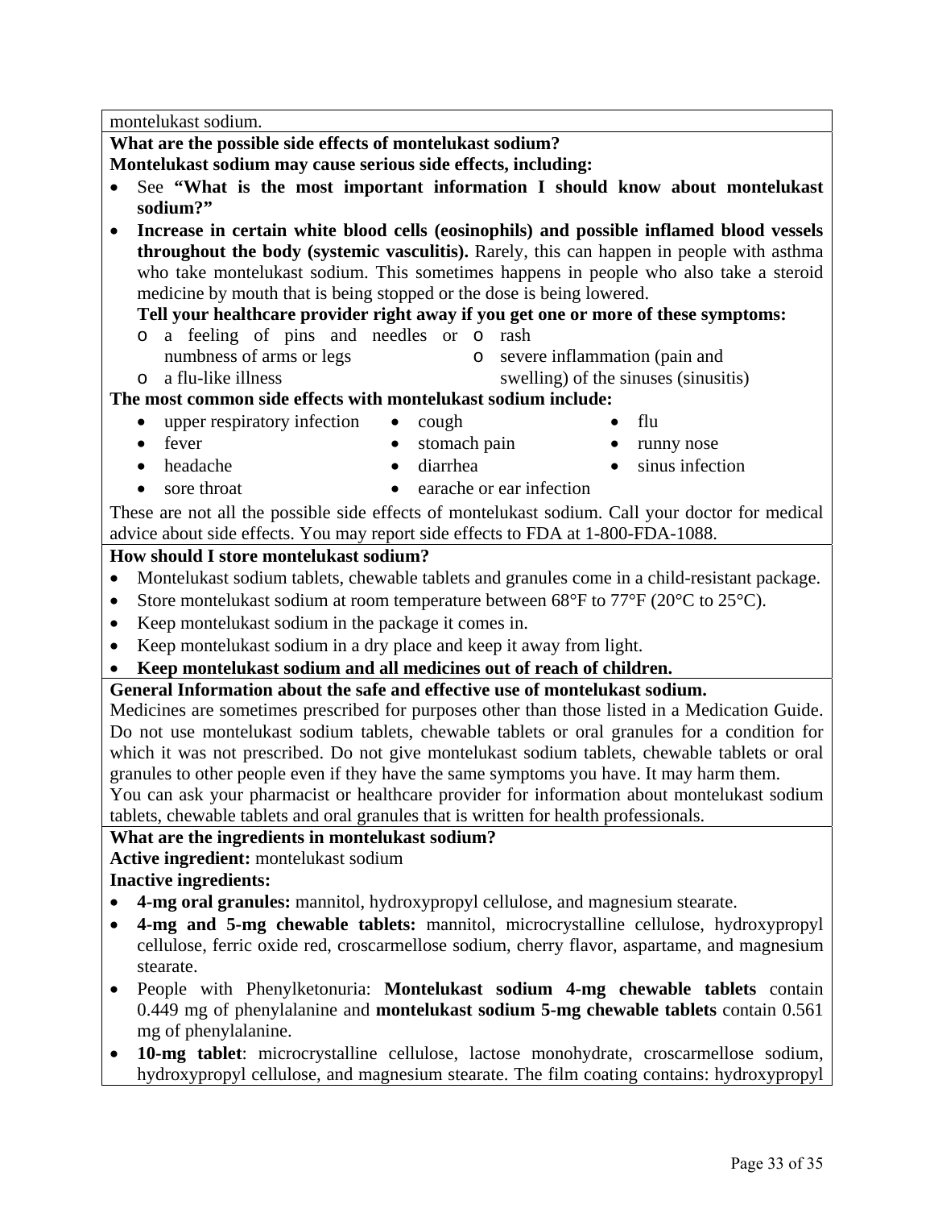montelukast sodium.

**What are the possible side effects of montelukast sodium?**

**Montelukast sodium may cause serious side effects, including:**

- See **"What is the most important information I should know about montelukast sodium?"**
- **Increase in certain white blood cells (eosinophils) and possible inflamed blood vessels throughout the body (systemic vasculitis).** Rarely, this can happen in people with asthma who take montelukast sodium. This sometimes happens in people who also take a steroid medicine by mouth that is being stopped or the dose is being lowered.

  **Tell your healthcare provider right away if you get one or more of these symptoms:**
  - a feeling of pins and needles or numbness of arms or legs
  - a flu-like illness
  - rash
  - severe inflammation (pain and swelling) of the sinuses (sinusitis)

**The most common side effects with montelukast sodium include:**

- upper respiratory infection
- fever
- headache
- sore throat
- cough
- stomach pain
- diarrhea
- earache or ear infection
- flu
- runny nose
- sinus infection

These are not all the possible side effects of montelukast sodium. Call your doctor for medical advice about side effects. You may report side effects to FDA at 1-800-FDA-1088.

**How should I store montelukast sodium?**

- Montelukast sodium tablets, chewable tablets and granules come in a child-resistant package.
- Store montelukast sodium at room temperature between 68°F to 77°F (20°C to 25°C).
- Keep montelukast sodium in the package it comes in.
- Keep montelukast sodium in a dry place and keep it away from light.
- **Keep montelukast sodium and all medicines out of reach of children.**

**General Information about the safe and effective use of montelukast sodium.**

Medicines are sometimes prescribed for purposes other than those listed in a Medication Guide. Do not use montelukast sodium tablets, chewable tablets or oral granules for a condition for which it was not prescribed. Do not give montelukast sodium tablets, chewable tablets or oral granules to other people even if they have the same symptoms you have. It may harm them.

You can ask your pharmacist or healthcare provider for information about montelukast sodium tablets, chewable tablets and oral granules that is written for health professionals.

**What are the ingredients in montelukast sodium?**

**Active ingredient:** montelukast sodium

**Inactive ingredients:**

- **4-mg oral granules:** mannitol, hydroxypropyl cellulose, and magnesium stearate.
- **4-mg and 5-mg chewable tablets:** mannitol, microcrystalline cellulose, hydroxypropyl cellulose, ferric oxide red, croscarmellose sodium, cherry flavor, aspartame, and magnesium stearate.
- People with Phenylketonuria: **Montelukast sodium 4-mg chewable tablets** contain 0.449 mg of phenylalanine and **montelukast sodium 5-mg chewable tablets** contain 0.561 mg of phenylalanine.
- **10-mg tablet**: microcrystalline cellulose, lactose monohydrate, croscarmellose sodium, hydroxypropyl cellulose, and magnesium stearate. The film coating contains: hydroxypropyl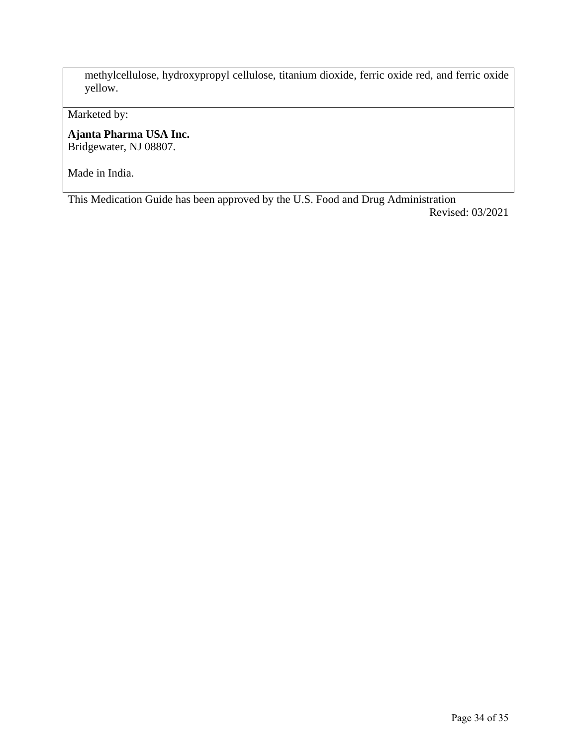methylcellulose, hydroxypropyl cellulose, titanium dioxide, ferric oxide red, and ferric oxide yellow.

Marketed by:

**Ajanta Pharma USA Inc.**
Bridgewater, NJ 08807.

Made in India.

This Medication Guide has been approved by the U.S. Food and Drug Administration

Revised: 03/2021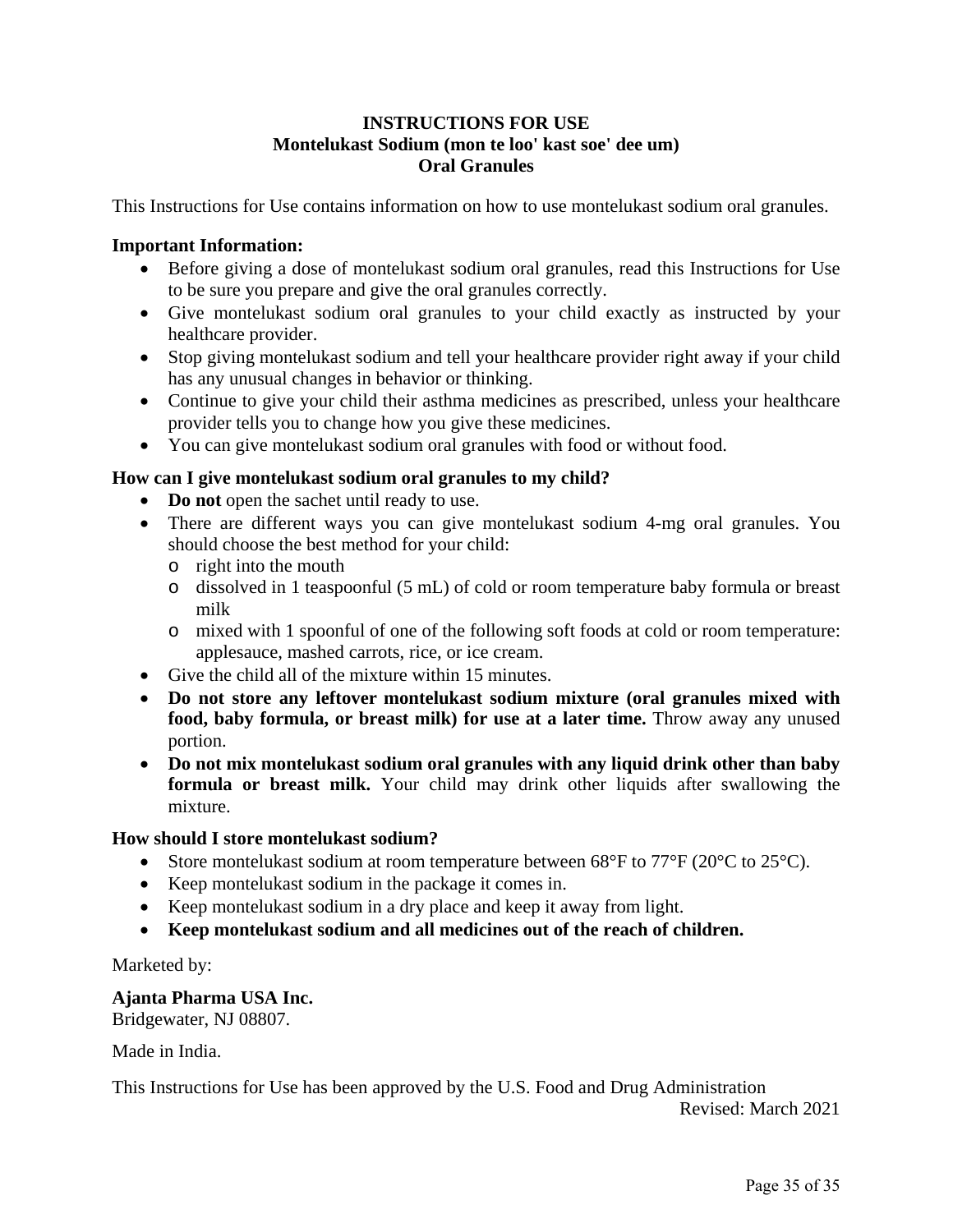# INSTRUCTIONS FOR USE
## Montelukast Sodium (mon te loo' kast soe' dee um)
## Oral Granules

This Instructions for Use contains information on how to use montelukast sodium oral granules.

**Important Information:**

- Before giving a dose of montelukast sodium oral granules, read this Instructions for Use to be sure you prepare and give the oral granules correctly.
- Give montelukast sodium oral granules to your child exactly as instructed by your healthcare provider.
- Stop giving montelukast sodium and tell your healthcare provider right away if your child has any unusual changes in behavior or thinking.
- Continue to give your child their asthma medicines as prescribed, unless your healthcare provider tells you to change how you give these medicines.
- You can give montelukast sodium oral granules with food or without food.

**How can I give montelukast sodium oral granules to my child?**

- **Do not** open the sachet until ready to use.
- There are different ways you can give montelukast sodium 4-mg oral granules. You should choose the best method for your child:
  - right into the mouth
  - dissolved in 1 teaspoonful (5 mL) of cold or room temperature baby formula or breast milk
  - mixed with 1 spoonful of one of the following soft foods at cold or room temperature: applesauce, mashed carrots, rice, or ice cream.
- Give the child all of the mixture within 15 minutes.
- **Do not store any leftover montelukast sodium mixture (oral granules mixed with food, baby formula, or breast milk) for use at a later time.** Throw away any unused portion.
- **Do not mix montelukast sodium oral granules with any liquid drink other than baby formula or breast milk.** Your child may drink other liquids after swallowing the mixture.

**How should I store montelukast sodium?**

- Store montelukast sodium at room temperature between 68°F to 77°F (20°C to 25°C).
- Keep montelukast sodium in the package it comes in.
- Keep montelukast sodium in a dry place and keep it away from light.
- **Keep montelukast sodium and all medicines out of the reach of children.**

Marketed by:

**Ajanta Pharma USA Inc.**
Bridgewater, NJ 08807.

Made in India.

This Instructions for Use has been approved by the U.S. Food and Drug Administration

Revised: March 2021